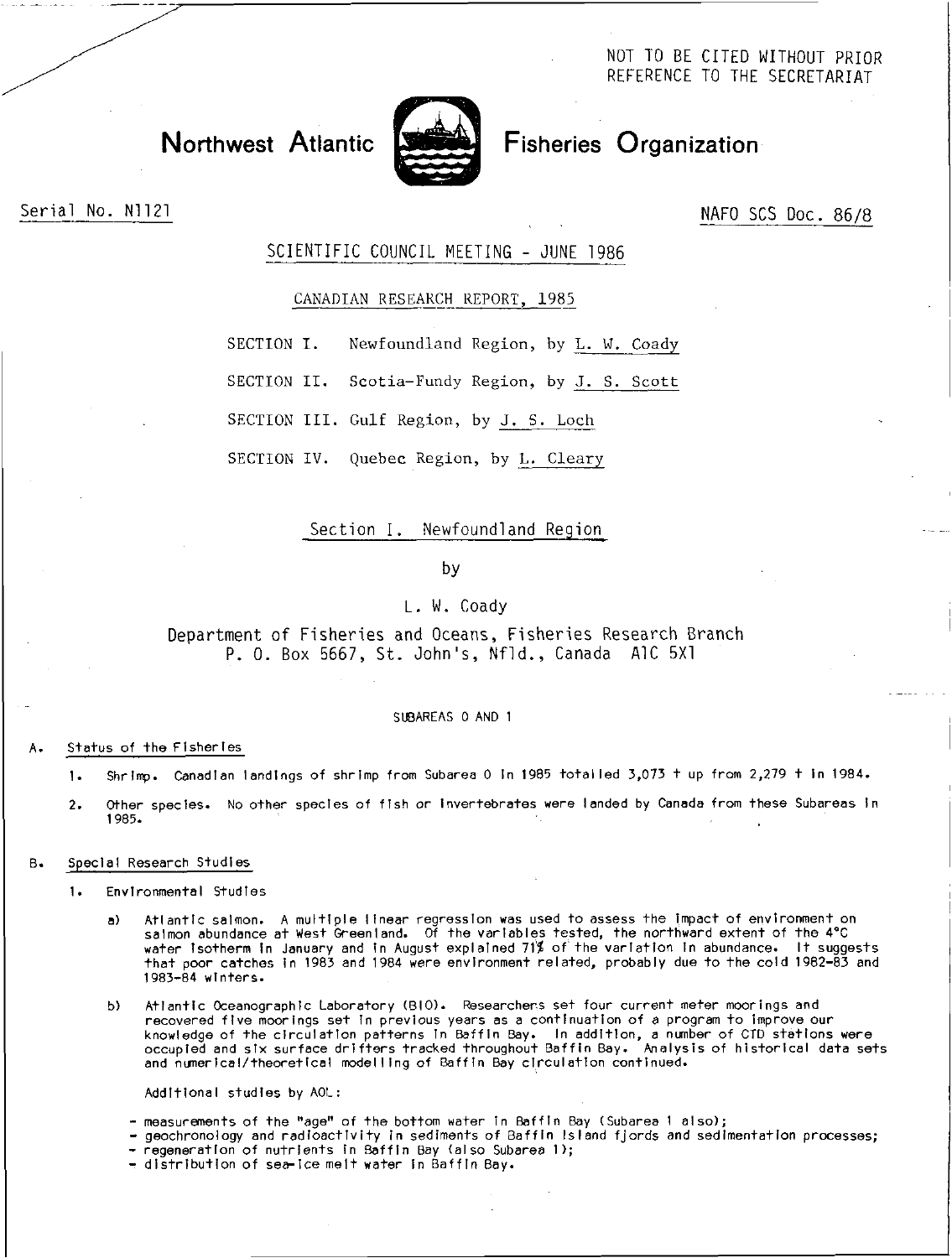NOT TO BE CITED WITHOUT PRIOR REFERENCE TO THE SECRETARIAT

# Northwest Atlantic Fisheries Organization

Serial No. N1121

NAFO SCS Doc. 86/8

## SCIENTIFIC COUNCIL MEETING - JUNE 1986

### CANADIAN RESEARCH REPORT, 1985

SECTION I. Newfoundland Region, by L. W. Coady

SECTION II. Scotia-Fundy Region, by J. S. Scott

SECTION III. Gulf Region, by J. S. Loch

SECTION IV. Quebec Region, by L. Cleary

## Section I. Newfoundland Region

by

L. W. Coady

Department of Fisheries and Oceans, Fisheries Research Branch
P. O. Box 5667, St. John's, Nfld., Canada A1C 5X1

### SUBAREAS 0 AND 1

A. Status of the Fisheries

1. Shrimp. Canadian landings of shrimp from Subarea 0 in 1985 totalled 3,073 t up from 2,279 t in 1984.

2. Other species. No other species of fish or invertebrates were landed by Canada from these Subareas in 1985.

B. Special Research Studies

1. Environmental Studies

   a) Atlantic salmon. A multiple linear regression was used to assess the impact of environment on salmon abundance at West Greenland. Of the variables tested, the northward extent of the 4°C water isotherm in January and in August explained 71% of the variation in abundance. It suggests that poor catches in 1983 and 1984 were environment related, probably due to the cold 1982-83 and 1983-84 winters.

   b) Atlantic Oceanographic Laboratory (BIO). Researchers set four current meter moorings and recovered five moorings set in previous years as a continuation of a program to improve our knowledge of the circulation patterns in Baffin Bay. In addition, a number of CTD stations were occupied and six surface drifters tracked throughout Baffin Bay. Analysis of historical data sets and numerical/theoretical modelling of Baffin Bay circulation continued.

   Additional studies by AOL:

   - measurements of the "age" of the bottom water in Baffin Bay (Subarea 1 also);
   - geochronology and radioactivity in sediments of Baffin Island fjords and sedimentation processes;
   - regeneration of nutrients in Baffin Bay (also Subarea 1);
   - distribution of sea-ice melt water in Baffin Bay.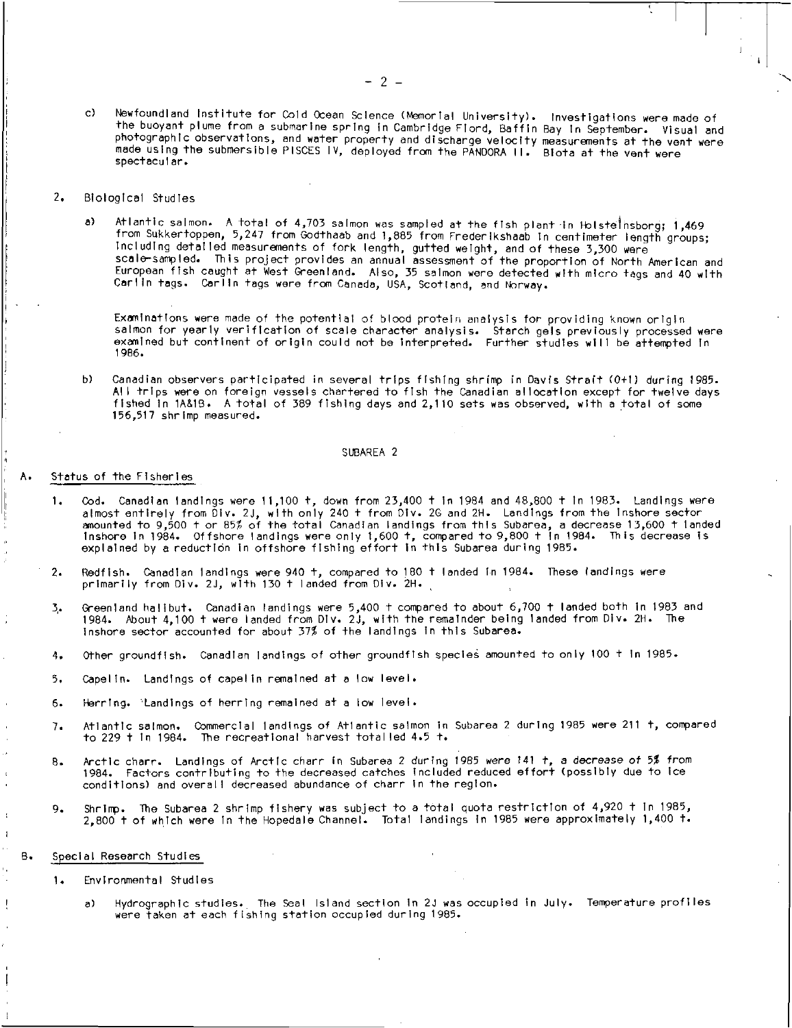c) Newfoundland Institute for Cold Ocean Science (Memorial University). Investigations were made of the buoyant plume from a submarine spring in Cambridge Fiord, Baffin Bay in September. Visual and photographic observations, and water property and discharge velocity measurements at the vent were made using the submersible PISCES IV, deployed from the PANDORA II. Biota at the vent were spectacular.

2. Biological Studies

a) Atlantic salmon. A total of 4,703 salmon was sampled at the fish plant in Holsteinsborg; 1,469 from Sukkertoppen, 5,247 from Godthaab and 1,885 from Frederikshaab in centimeter length groups; including detailed measurements of fork length, gutted weight, and of these 3,300 were scale-sampled. This project provides an annual assessment of the proportion of North American and European fish caught at West Greenland. Also, 35 salmon were detected with micro tags and 40 with Carlin tags. Carlin tags were from Canada, USA, Scotland, and Norway.

Examinations were made of the potential of blood protein analysis for providing known origin salmon for yearly verification of scale character analysis. Starch gels previously processed were examined but continent of origin could not be interpreted. Further studies will be attempted in 1986.

b) Canadian observers participated in several trips fishing shrimp in Davis Strait (0+1) during 1985. All trips were on foreign vessels chartered to fish the Canadian allocation except for twelve days fished in 1A&1B. A total of 389 fishing days and 2,110 sets was observed, with a total of some 156,517 shrimp measured.

## SUBAREA 2

### A. Status of the Fisheries

1. Cod. Canadian landings were 11,100 t, down from 23,400 t in 1984 and 48,800 t in 1983. Landings were almost entirely from Div. 2J, with only 240 t from Div. 2G and 2H. Landings from the inshore sector amounted to 9,500 t or 85% of the total Canadian landings from this Subarea, a decrease 13,600 t landed inshore in 1984. Offshore landings were only 1,600 t, compared to 9,800 t in 1984. This decrease is explained by a reduction in offshore fishing effort in this Subarea during 1985.

2. Redfish. Canadian landings were 940 t, compared to 180 t landed in 1984. These landings were primarily from Div. 2J, with 130 t landed from Div. 2H.

3. Greenland halibut. Canadian landings were 5,400 t compared to about 6,700 t landed both in 1983 and 1984. About 4,100 t were landed from Div. 2J, with the remainder being landed from Div. 2H. The inshore sector accounted for about 37% of the landings in this Subarea.

4. Other groundfish. Canadian landings of other groundfish species amounted to only 100 t in 1985.

5. Capelin. Landings of capelin remained at a low level.

6. Herring. Landings of herring remained at a low level.

7. Atlantic salmon. Commercial landings of Atlantic salmon in Subarea 2 during 1985 were 211 t, compared to 229 t in 1984. The recreational harvest totalled 4.5 t.

8. Arctic charr. Landings of Arctic charr in Subarea 2 during 1985 were 141 t, a decrease of 5% from 1984. Factors contributing to the decreased catches included reduced effort (possibly due to ice conditions) and overall decreased abundance of charr in the region.

9. Shrimp. The Subarea 2 shrimp fishery was subject to a total quota restriction of 4,920 t in 1985, 2,800 t of which were in the Hopedale Channel. Total landings in 1985 were approximately 1,400 t.

### B. Special Research Studies

1. Environmental Studies

a) Hydrographic studies. The Seal Island section in 2J was occupied in July. Temperature profiles were taken at each fishing station occupied during 1985.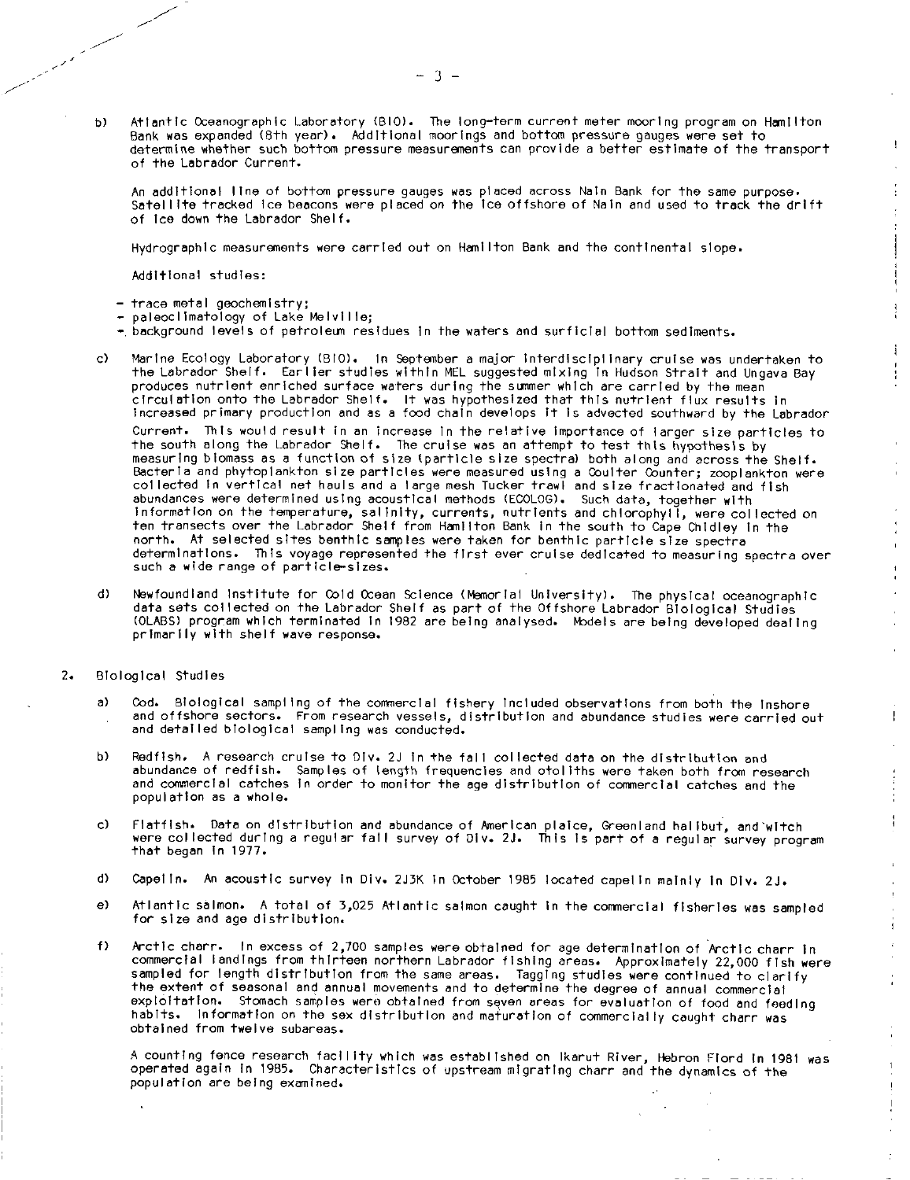b) Atlantic Oceanographic Laboratory (BIO). The long-term current meter mooring program on Hamilton Bank was expanded (8th year). Additional moorings and bottom pressure gauges were set to determine whether such bottom pressure measurements can provide a better estimate of the transport of the Labrador Current.

An additional line of bottom pressure gauges was placed across Nain Bank for the same purpose. Satellite tracked ice beacons were placed on the ice offshore of Nain and used to track the drift of ice down the Labrador Shelf.

Hydrographic measurements were carried out on Hamilton Bank and the continental slope.

Additional studies:

- trace metal geochemistry;
- paleoclimatology of Lake Melville;
- background levels of petroleum residues in the waters and surficial bottom sediments.

c) Marine Ecology Laboratory (BIO). In September a major interdisciplinary cruise was undertaken to the Labrador Shelf. Earlier studies within MEL suggested mixing in Hudson Strait and Ungava Bay produces nutrient enriched surface waters during the summer which are carried by the mean circulation onto the Labrador Shelf. It was hypothesized that this nutrient flux results in increased primary production and as a food chain develops it is advected southward by the Labrador Current. This would result in an increase in the relative importance of larger size particles to the south along the Labrador Shelf. The cruise was an attempt to test this hypothesis by measuring biomass as a function of size (particle size spectra) both along and across the Shelf. Bacteria and phytoplankton size particles were measured using a Coulter Counter; zooplankton were collected in vertical net hauls and a large mesh Tucker trawl and size fractionated and fish abundances were determined using acoustical methods (ECOLOG). Such data, together with information on the temperature, salinity, currents, nutrients and chlorophyll, were collected on ten transects over the Labrador Shelf from Hamilton Bank in the south to Cape Chidley in the north. At selected sites benthic samples were taken for benthic particle size spectra determinations. This voyage represented the first ever cruise dedicated to measuring spectra over such a wide range of particle-sizes.

d) Newfoundland Institute for Cold Ocean Science (Memorial University). The physical oceanographic data sets collected on the Labrador Shelf as part of the Offshore Labrador Biological Studies (OLABS) program which terminated in 1982 are being analysed. Models are being developed dealing primarily with shelf wave response.

2. Biological Studies

a) Cod. Biological sampling of the commercial fishery included observations from both the inshore and offshore sectors. From research vessels, distribution and abundance studies were carried out and detailed biological sampling was conducted.

b) Redfish. A research cruise to Div. 2J in the fall collected data on the distribution and abundance of redfish. Samples of length frequencies and otoliths were taken both from research and commercial catches in order to monitor the age distribution of commercial catches and the population as a whole.

c) Flatfish. Data on distribution and abundance of American plaice, Greenland halibut, and witch were collected during a regular fall survey of Div. 2J. This is part of a regular survey program that began in 1977.

d) Capelin. An acoustic survey in Div. 2J3K in October 1985 located capelin mainly in Div. 2J.

e) Atlantic salmon. A total of 3,025 Atlantic salmon caught in the commercial fisheries was sampled for size and age distribution.

f) Arctic charr. In excess of 2,700 samples were obtained for age determination of Arctic charr in commercial landings from thirteen northern Labrador fishing areas. Approximately 22,000 fish were sampled for length distribution from the same areas. Tagging studies were continued to clarify the extent of seasonal and annual movements and to determine the degree of annual commercial exploitation. Stomach samples were obtained from seven areas for evaluation of food and feeding habits. Information on the sex distribution and maturation of commercially caught charr was obtained from twelve subareas.

A counting fence research facility which was established on Ikarut River, Hebron Fiord in 1981 was operated again in 1985. Characteristics of upstream migrating charr and the dynamics of the population are being examined.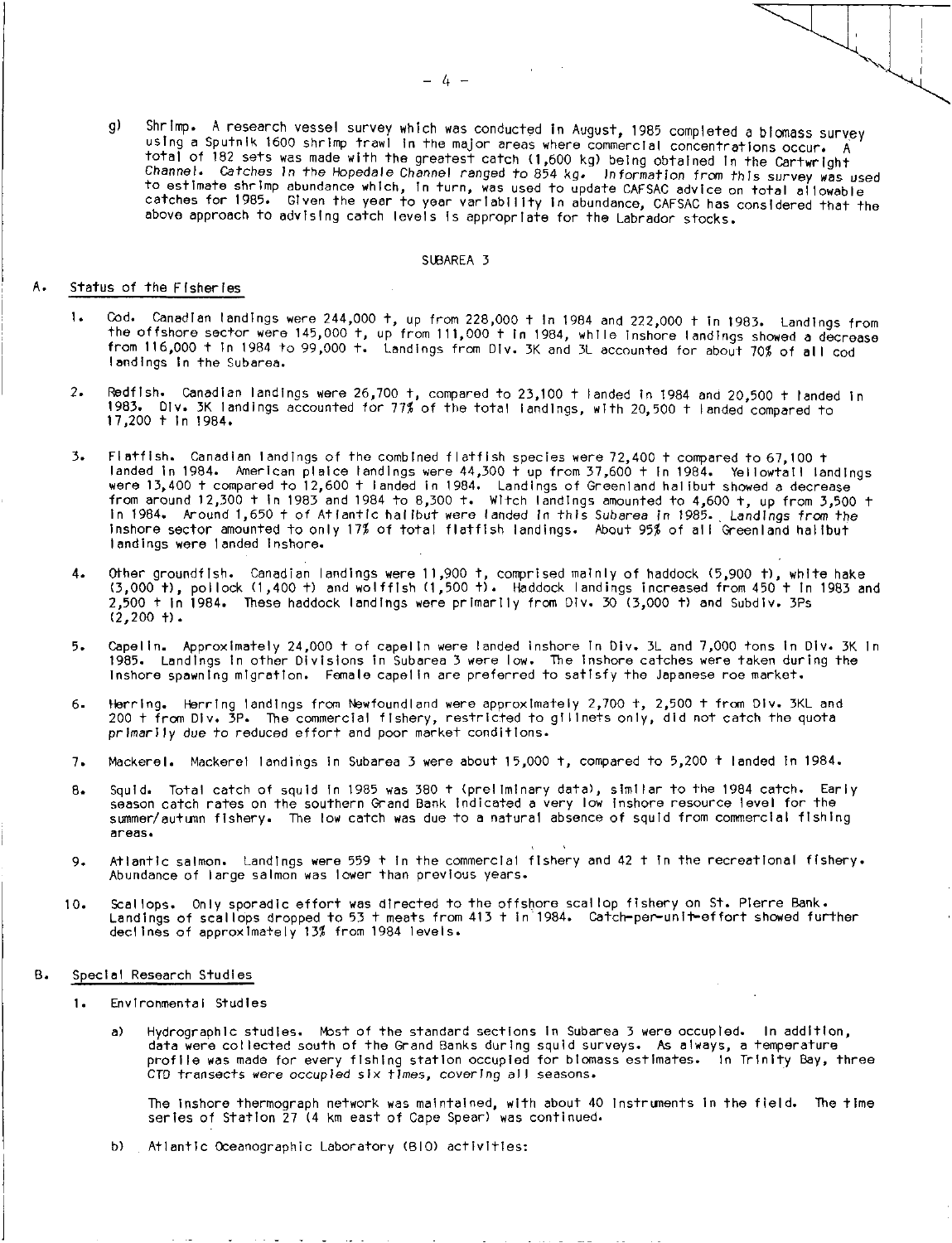g) Shrimp. A research vessel survey which was conducted in August, 1985 completed a biomass survey using a Sputnik 1600 shrimp trawl in the major areas where commercial concentrations occur. A total of 182 sets was made with the greatest catch (1,600 kg) being obtained in the Cartwright Channel. Catches in the Hopedale Channel ranged to 854 kg. Information from this survey was used to estimate shrimp abundance which, in turn, was used to update CAFSAC advice on total allowable catches for 1985. Given the year to year variability in abundance, CAFSAC has considered that the above approach to advising catch levels is appropriate for the Labrador stocks.

## SUBAREA 3

### A. Status of the Fisheries

1. Cod. Canadian landings were 244,000 t, up from 228,000 t in 1984 and 222,000 t in 1983. Landings from the offshore sector were 145,000 t, up from 111,000 t in 1984, while inshore landings showed a decrease from 116,000 t in 1984 to 99,000 t. Landings from Div. 3K and 3L accounted for about 70% of all cod landings in the Subarea.

2. Redfish. Canadian landings were 26,700 t, compared to 23,100 t landed in 1984 and 20,500 t landed in 1983. Div. 3K landings accounted for 77% of the total landings, with 20,500 t landed compared to 17,200 t in 1984.

3. Flatfish. Canadian landings of the combined flatfish species were 72,400 t compared to 67,100 t landed in 1984. American plaice landings were 44,300 t up from 37,600 t in 1984. Yellowtail landings were 13,400 t compared to 12,600 t landed in 1984. Landings of Greenland halibut showed a decrease from around 12,300 t in 1983 and 1984 to 8,300 t. Witch landings amounted to 4,600 t, up from 3,500 t in 1984. Around 1,650 t of Atlantic halibut were landed in this Subarea in 1985. Landings from the inshore sector amounted to only 17% of total flatfish landings. About 95% of all Greenland halibut landings were landed inshore.

4. Other groundfish. Canadian landings were 11,900 t, comprised mainly of haddock (5,900 t), white hake (3,000 t), pollock (1,400 t) and wolffish (1,500 t). Haddock landings increased from 450 t in 1983 and 2,500 t in 1984. These haddock landings were primarily from Div. 3O (3,000 t) and Subdiv. 3Ps (2,200 t).

5. Capelin. Approximately 24,000 t of capelin were landed inshore in Div. 3L and 7,000 tons in Div. 3K in 1985. Landings in other Divisions in Subarea 3 were low. The inshore catches were taken during the inshore spawning migration. Female capelin are preferred to satisfy the Japanese roe market.

6. Herring. Herring landings from Newfoundland were approximately 2,700 t, 2,500 t from Div. 3KL and 200 t from Div. 3P. The commercial fishery, restricted to gillnets only, did not catch the quota primarily due to reduced effort and poor market conditions.

7. Mackerel. Mackerel landings in Subarea 3 were about 15,000 t, compared to 5,200 t landed in 1984.

8. Squid. Total catch of squid in 1985 was 380 t (preliminary data), similar to the 1984 catch. Early season catch rates on the southern Grand Bank indicated a very low inshore resource level for the summer/autumn fishery. The low catch was due to a natural absence of squid from commercial fishing areas.

9. Atlantic salmon. Landings were 559 t in the commercial fishery and 42 t in the recreational fishery. Abundance of large salmon was lower than previous years.

10. Scallops. Only sporadic effort was directed to the offshore scallop fishery on St. Pierre Bank. Landings of scallops dropped to 53 t meats from 413 t in 1984. Catch-per-unit-effort showed further declines of approximately 13% from 1984 levels.

### B. Special Research Studies

1. Environmental Studies

   a) Hydrographic studies. Most of the standard sections in Subarea 3 were occupied. In addition, data were collected south of the Grand Banks during squid surveys. As always, a temperature profile was made for every fishing station occupied for biomass estimates. In Trinity Bay, three CTD transects were occupied six times, covering all seasons.

   The inshore thermograph network was maintained, with about 40 instruments in the field. The time series of Station 27 (4 km east of Cape Spear) was continued.

   b) Atlantic Oceanographic Laboratory (BIO) activities: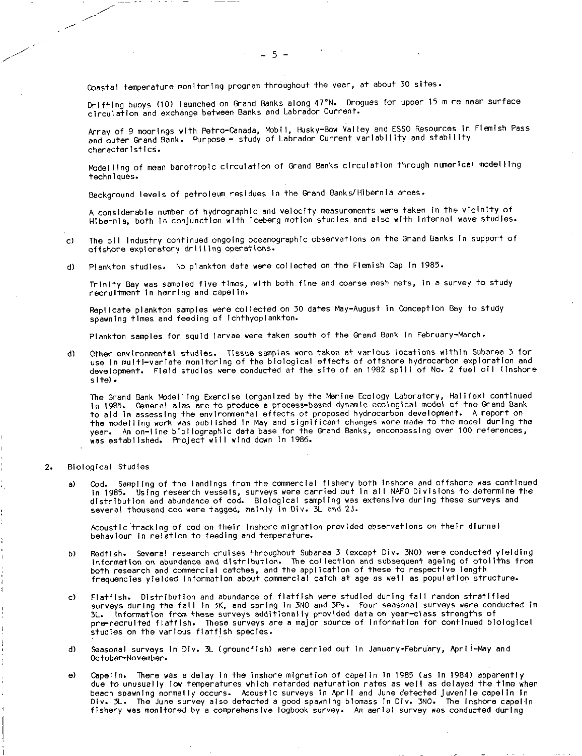Coastal temperature monitoring program throughout the year, at about 30 sites.

Drifting buoys (10) launched on Grand Banks along 47°N. Drogues for upper 15 m re near surface circulation and exchange between Banks and Labrador Current.

Array of 9 moorings with Petro-Canada, Mobil, Husky-Bow Valley and ESSO Resources in Flemish Pass and outer Grand Bank. Purpose - study of Labrador Current variability and stability characteristics.

Modelling of mean barotropic circulation of Grand Banks circulation through numerical modelling techniques.

Background levels of petroleum residues in the Grand Banks/Hibernia areas.

A considerable number of hydrographic and velocity measurements were taken in the vicinity of Hibernia, both in conjunction with iceberg motion studies and also with internal wave studies.

c) The oil industry continued ongoing oceanographic observations on the Grand Banks in support of offshore exploratory drilling operations.

d) Plankton studies. No plankton data were collected on the Flemish Cap in 1985.

Trinity Bay was sampled five times, with both fine and coarse mesh nets, in a survey to study recruitment in herring and capelin.

Replicate plankton samples were collected on 30 dates May-August in Conception Bay to study spawning times and feeding of ichthyoplankton.

Plankton samples for squid larvae were taken south of the Grand Bank in February-March.

d) Other environmental studies. Tissue samples were taken at various locations within Subarea 3 for use in multi-variate monitoring of the biological effects of offshore hydrocarbon exploration and development. Field studies were conducted at the site of an 1982 spill of No. 2 fuel oil (inshore site).

The Grand Bank Modelling Exercise (organized by the Marine Ecology Laboratory, Halifax) continued in 1985. General aims are to produce a process-based dynamic ecological model of the Grand Bank to aid in assessing the environmental effects of proposed hydrocarbon development. A report on the modelling work was published in May and significant changes were made to the model during the year. An on-line bibliographic data base for the Grand Banks, encompassing over 100 references, was established. Project will wind down in 1986.

2. Biological Studies

a) Cod. Sampling of the landings from the commercial fishery both inshore and offshore was continued in 1985. Using research vessels, surveys were carried out in all NAFO Divisions to determine the distribution and abundance of cod. Biological sampling was extensive during these surveys and several thousand cod were tagged, mainly in Div. 3L and 2J.

Acoustic tracking of cod on their inshore migration provided observations on their diurnal behaviour in relation to feeding and temperature.

b) Redfish. Several research cruises throughout Subarea 3 (except Div. 3NO) were conducted yielding information on abundance and distribution. The collection and subsequent ageing of otoliths from both research and commercial catches, and the application of these to respective length frequencies yielded information about commercial catch at age as well as population structure.

c) Flatfish. Distribution and abundance of flatfish were studied during fall random stratified surveys during the fall in 3K, and spring in 3NO and 3Ps. Four seasonal surveys were conducted in 3L. Information from these surveys additionally provided data on year-class strengths of pre-recruited flatfish. These surveys are a major source of information for continued biological studies on the various flatfish species.

d) Seasonal surveys in Div. 3L (groundfish) were carried out in January-February, April-May and October-November.

e) Capelin. There was a delay in the inshore migration of capelin in 1985 (as in 1984) apparently due to unusually low temperatures which retarded maturation rates as well as delayed the time when beach spawning normally occurs. Acoustic surveys in April and June detected juvenile capelin in Div. 3L. The June survey also detected a good spawning biomass in Div. 3NO. The inshore capelin fishery was monitored by a comprehensive logbook survey. An aerial survey was conducted during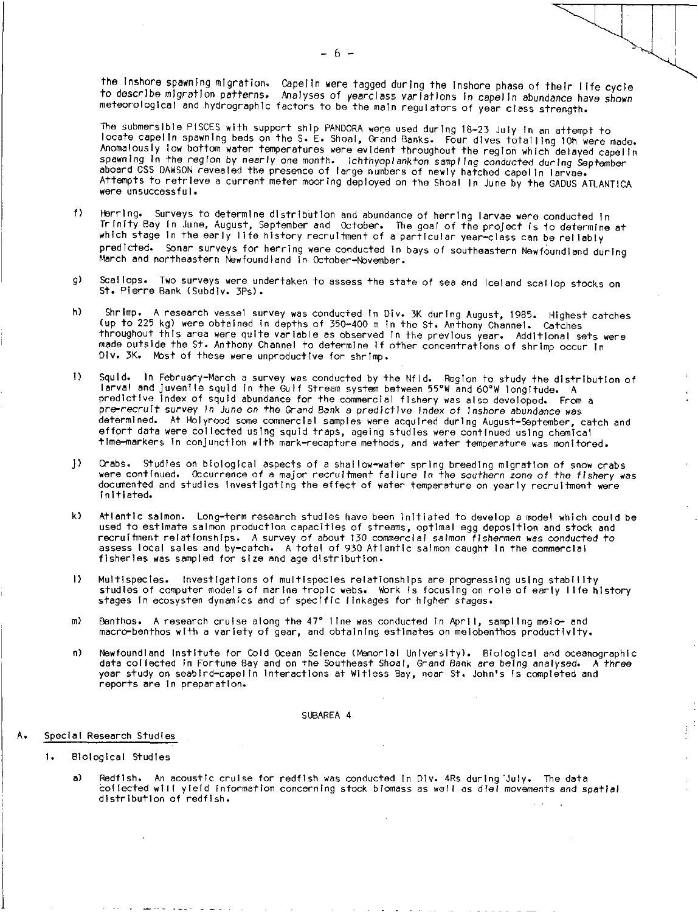the inshore spawning migration. Capelin were tagged during the inshore phase of their life cycle to describe migration patterns. Analyses of yearclass variations in capelin abundance have shown meteorological and hydrographic factors to be the main regulators of year class strength.

The submersible PISCES with support ship PANDORA were used during 18-23 July in an attempt to locate capelin spawning beds on the S. E. Shoal, Grand Banks. Four dives totalling 10h were made. Anomalously low bottom water temperatures were evident throughout the region which delayed capelin spawning in the region by nearly one month. Ichthyoplankton sampling conducted during September aboard CSS DAWSON revealed the presence of large numbers of newly hatched capelin larvae. Attempts to retrieve a current meter mooring deployed on the Shoal in June by the GADUS ATLANTICA were unsuccessful.

f) Herring. Surveys to determine distribution and abundance of herring larvae were conducted in Trinity Bay in June, August, September and October. The goal of the project is to determine at which stage in the early life history recruitment of a particular year-class can be reliably predicted. Sonar surveys for herring were conducted in bays of southeastern Newfoundland during March and northeastern Newfoundland in October-November.

g) Scallops. Two surveys were undertaken to assess the state of sea and Iceland scallop stocks on St. Pierre Bank (Subdiv. 3Ps).

h) Shrimp. A research vessel survey was conducted in Div. 3K during August, 1985. Highest catches (up to 225 kg) were obtained in depths of 350-400 m in the St. Anthony Channel. Catches throughout this area were quite variable as observed in the previous year. Additional sets were made outside the St. Anthony Channel to determine if other concentrations of shrimp occur in Div. 3K. Most of these were unproductive for shrimp.

i) Squid. In February-March a survey was conducted by the Nfld. Region to study the distribution of larval and juvenile squid in the Gulf Stream system between 55°W and 60°W longitude. A predictive index of squid abundance for the commercial fishery was also developed. From a pre-recruit survey in June on the Grand Bank a predictive index of inshore abundance was determined. At Holyrood some commercial samples were acquired during August-September, catch and effort data were collected using squid traps, ageing studies were continued using chemical time-markers in conjunction with mark-recapture methods, and water temperature was monitored.

j) Crabs. Studies on biological aspects of a shallow-water spring breeding migration of snow crabs were continued. Occurrence of a major recruitment failure in the southern zone of the fishery was documented and studies investigating the effect of water temperature on yearly recruitment were initiated.

k) Atlantic salmon. Long-term research studies have been initiated to develop a model which could be used to estimate salmon production capacities of streams, optimal egg deposition and stock and recruitment relationships. A survey of about 130 commercial salmon fishermen was conducted to assess local sales and by-catch. A total of 930 Atlantic salmon caught in the commercial fisheries was sampled for size and age distribution.

l) Multispecies. Investigations of multispecies relationships are progressing using stability studies of computer models of marine tropic webs. Work is focusing on role of early life history stages in ecosystem dynamics and of specific linkages for higher stages.

m) Benthos. A research cruise along the 47° line was conducted in April, sampling meio- and macro-benthos with a variety of gear, and obtaining estimates on meiobenthos productivity.

n) Newfoundland Institute for Cold Ocean Science (Memorial University). Biological and oceanographic data collected in Fortune Bay and on the Southeast Shoal, Grand Bank are being analysed. A three year study on seabird-capelin interactions at Witless Bay, near St. John's is completed and reports are in preparation.

## SUBAREA 4

### A. Special Research Studies

#### 1. Biological Studies

a) Redfish. An acoustic cruise for redfish was conducted in Div. 4Rs during July. The data collected will yield information concerning stock biomass as well as diel movements and spatial distribution of redfish.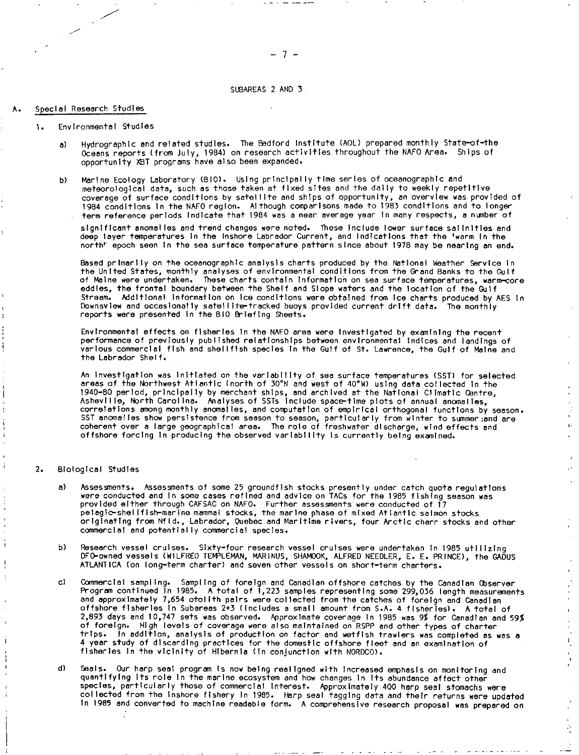## SUBAREAS 2 AND 3

A. Special Research Studies

1. Environmental Studies

a) Hydrographic and related studies. The Bedford Institute (AOL) prepared monthly State-of-the Oceans reports (from July, 1984) on research activities throughout the NAFO Area. Ships of opportunity XBT programs have also been expanded.

b) Marine Ecology Laboratory (BIO). Using principally time series of oceanographic and meteorological data, such as those taken at fixed sites and the daily to weekly repetitive coverage of surface conditions by satellite and ships of opportunity, an overview was provided of 1984 conditions in the NAFO region. Although comparisons made to 1983 conditions and to longer term reference periods indicate that 1984 was a near average year in many respects, a number of significant anomalies and trend changes were noted. These include lower surface salinities and deep layer temperatures in the inshore Labrador Current, and indications that the 'warm in the north' epoch seen in the sea surface temperature pattern since about 1978 may be nearing an end.

Based primarily on the oceanographic analysis charts produced by the National Weather Service in the United States, monthly analyses of environmental conditions from the Grand Banks to the Gulf of Maine were undertaken. These charts contain information on sea surface temperatures, warm-core eddies, the frontal boundary between the Shelf and Slope waters and the location of the Gulf Stream. Additional information on ice conditions were obtained from ice charts produced by AES in Downsview and occasionally satellite-tracked buoys provided current drift data. The monthly reports were presented in the BIO Briefing Sheets.

Environmental effects on fisheries in the NAFO area were investigated by examining the recent performance of previously published relationships between environmental indices and landings of various commercial fish and shellfish species in the Gulf of St. Lawrence, the Gulf of Maine and the Labrador Shelf.

An investigation was initiated on the variability of sea surface temperatures (SST) for selected areas of the Northwest Atlantic (north of 30°N and west of 40°W) using data collected in the 1940-80 period, principally by merchant ships, and archived at the National Climatic Centre, Asheville, North Carolina. Analyses of SSTs include space-time plots of annual anomalies, correlations among monthly anomalies, and computation of empirical orthogonal functions by season. SST anomalies show persistence from season to season, particularly from winter to summer and are coherent over a large geographical area. The role of freshwater discharge, wind effects and offshore forcing in producing the observed variability is currently being examined.

2. Biological Studies

a) Assessments. Assessments of some 25 groundfish stocks presently under catch quota regulations were conducted and in some cases refined and advice on TACs for the 1985 fishing season was provided either through CAFSAC on NAFO. Further assessments were conducted of 17 pelagic-shellfish-marine mammal stocks, the marine phase of mixed Atlantic salmon stocks originating from Nfld., Labrador, Quebec and Maritime rivers, four Arctic charr stocks and other commercial and potentially commercial species.

b) Research vessel cruises. Sixty-four research vessel cruises were undertaken in 1985 utilizing DFO-owned vessels (WILFRED TEMPLEMAN, MARINUS, SHAMOOK, ALFRED NEEDLER, E. E. PRINCE), the GADUS ATLANTICA (on long-term charter) and seven other vessels on short-term charters.

c) Commercial sampling. Sampling of foreign and Canadian offshore catches by the Canadian Observer Program continued in 1985. A total of 1,223 samples representing some 299,036 length measurements and approximately 7,654 otolith pairs were collected from the catches of foreign and Canadian offshore fisheries in Subareas 2+3 (includes a small amount from S.A. 4 fisheries). A total of 2,893 days and 10,747 sets was observed. Approximate coverage in 1985 was 9% for Canadian and 59% of foreign. High levels of coverage were also maintained on RSPP and other types of charter trips. In addition, analysis of production on factor and wetfish trawlers was completed as was a 4 year study of discarding practices for the domestic offshore fleet and an examination of fisheries in the vicinity of Hibernia (in conjunction with NORDCO).

d) Seals. Our harp seal program is now being realigned with increased emphasis on monitoring and quantifying its role in the marine ecosystem and how changes in its abundance affect other species, particularly those of commercial interest. Approximately 400 harp seal stomachs were collected from the inshore fishery in 1985. Harp seal tagging data and their returns were updated in 1985 and converted to machine readable form. A comprehensive research proposal was prepared on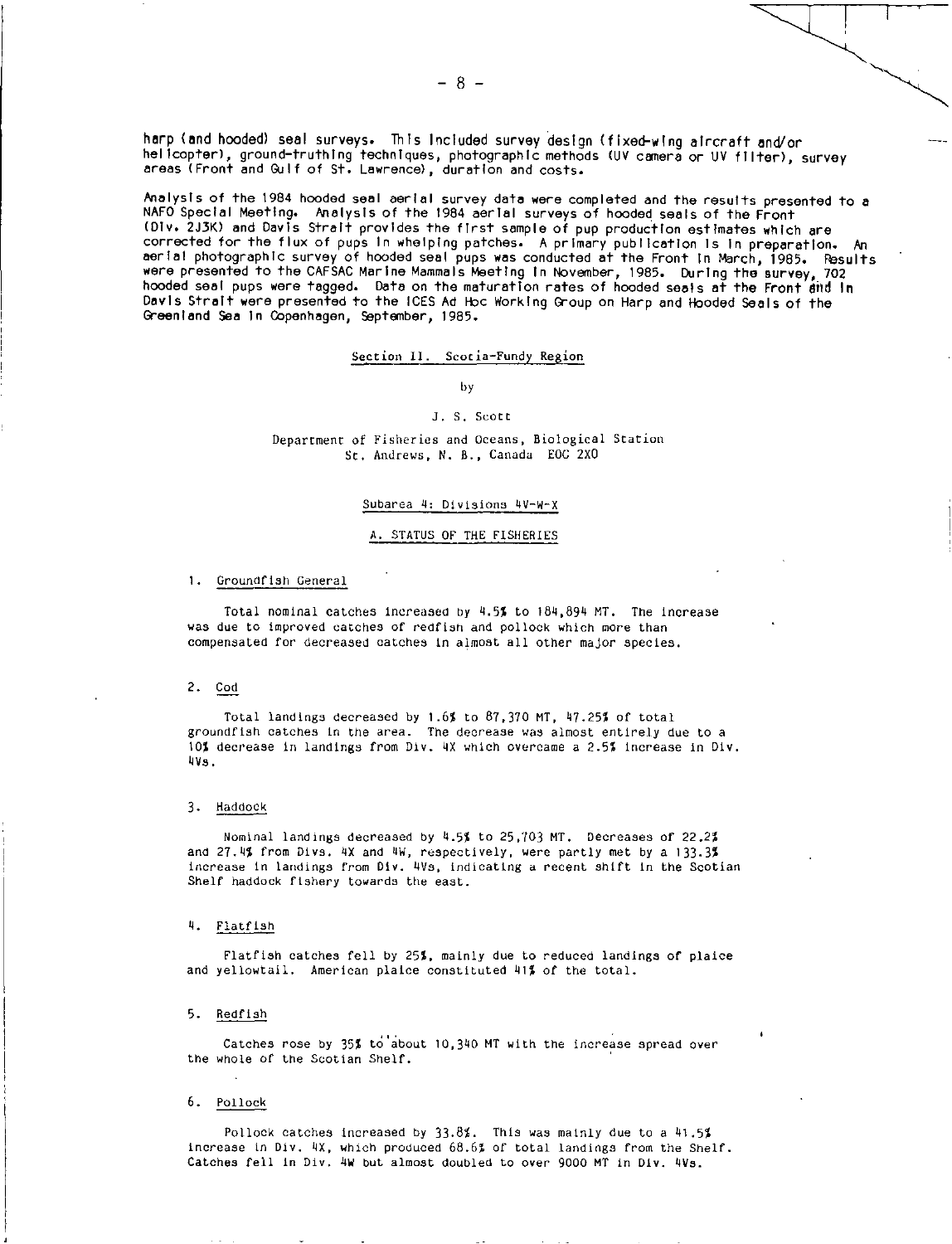harp (and hooded) seal surveys. This included survey design (fixed-wing aircraft and/or helicopter), ground-truthing techniques, photographic methods (UV camera or UV filter), survey areas (Front and Gulf of St. Lawrence), duration and costs.

Analysis of the 1984 hooded seal aerial survey data were completed and the results presented to a NAFO Special Meeting. Analysis of the 1984 aerial surveys of hooded seals of the Front (Div. 2J3K) and Davis Strait provides the first sample of pup production estimates which are corrected for the flux of pups in whelping patches. A primary publication is in preparation. An aerial photographic survey of hooded seal pups was conducted at the Front in March, 1985. Results were presented to the CAFSAC Marine Mammals Meeting in November, 1985. During the survey, 702 hooded seal pups were tagged. Data on the maturation rates of hooded seals at the Front and in Davis Strait were presented to the ICES Ad Hoc Working Group on Harp and Hooded Seals of the Greenland Sea in Copenhagen, September, 1985.

## Section II. Scotia-Fundy Region

by

J. S. Scott

Department of Fisheries and Oceans, Biological Station
St. Andrews, N. B., Canada E0G 2X0

### Subarea 4: Divisions 4V-W-X

### A. STATUS OF THE FISHERIES

1. Groundfish General

Total nominal catches increased by 4.5% to 184,894 MT. The increase was due to improved catches of redfish and pollock which more than compensated for decreased catches in almost all other major species.

2. Cod

Total landings decreased by 1.6% to 87,370 MT, 47.25% of total groundfish catches in the area. The decrease was almost entirely due to a 10% decrease in landings from Div. 4X which overcame a 2.5% increase in Div. 4Vs.

3. Haddock

Nominal landings decreased by 4.5% to 25,703 MT. Decreases of 22.2% and 27.4% from Divs. 4X and 4W, respectively, were partly met by a 133.3% increase in landings from Div. 4Vs, indicating a recent shift in the Scotian Shelf haddock fishery towards the east.

4. Flatfish

Flatfish catches fell by 25%, mainly due to reduced landings of plaice and yellowtail. American plaice constituted 41% of the total.

5. Redfish

Catches rose by 35% to about 10,340 MT with the increase spread over the whole of the Scotian Shelf.

6. Pollock

Pollock catches increased by 33.8%. This was mainly due to a 41.5% increase in Div. 4X, which produced 68.6% of total landings from the Shelf. Catches fell in Div. 4W but almost doubled to over 9000 MT in Div. 4Vs.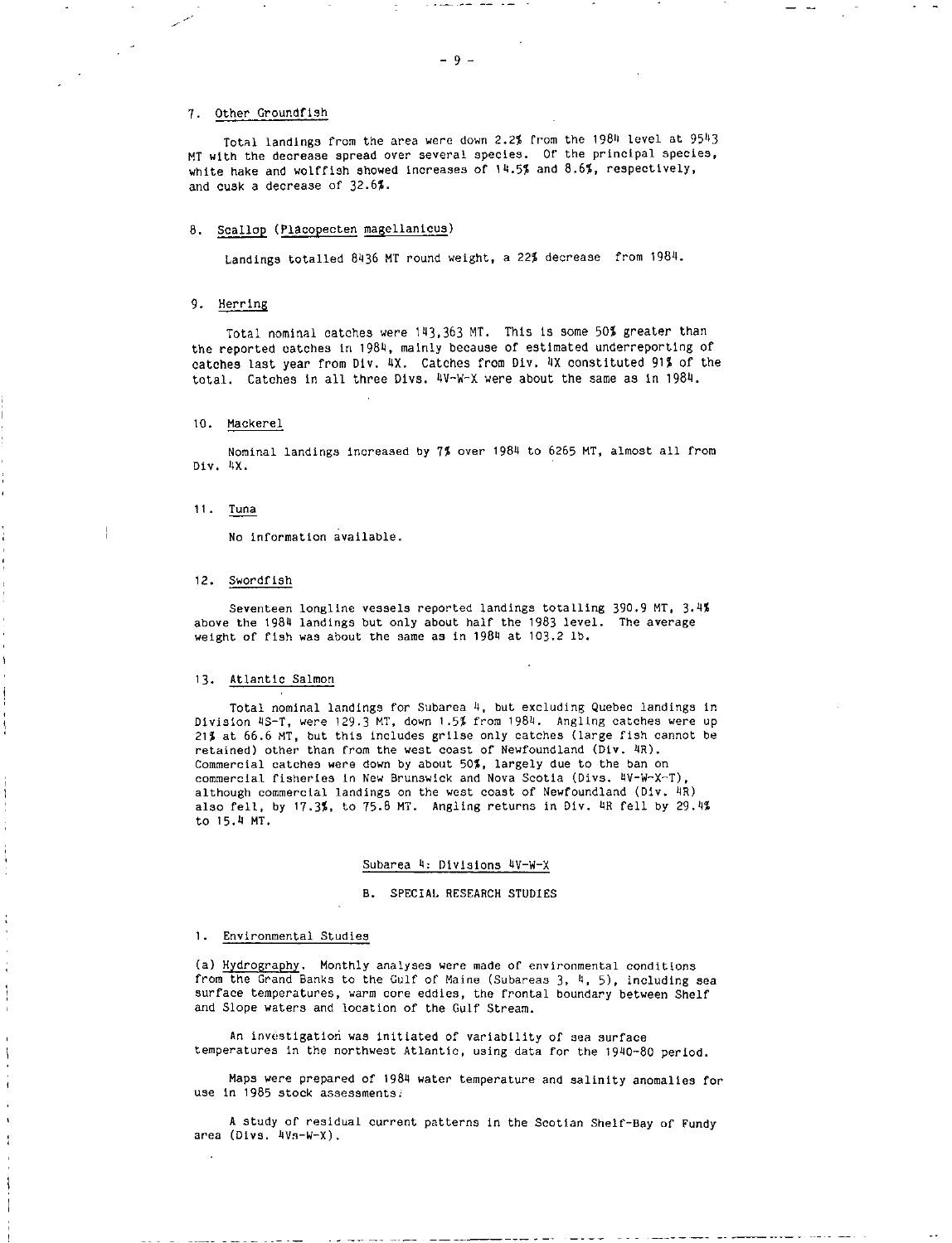### 7. Other Groundfish

Total landings from the area were down 2.2% from the 1984 level at 9543 MT with the decrease spread over several species. Of the principal species, white hake and wolffish showed increases of 14.5% and 8.6%, respectively, and cusk a decrease of 32.6%.

### 8. Scallop (*Placopecten magellanicus*)

Landings totalled 8436 MT round weight, a 22% decrease from 1984.

### 9. Herring

Total nominal catches were 143,363 MT. This is some 50% greater than the reported catches in 1984, mainly because of estimated underreporting of catches last year from Div. 4X. Catches from Div. 4X constituted 91% of the total. Catches in all three Divs. 4V-W-X were about the same as in 1984.

### 10. Mackerel

Nominal landings increased by 7% over 1984 to 6265 MT, almost all from Div. 4X.

### 11. Tuna

No information available.

### 12. Swordfish

Seventeen longline vessels reported landings totalling 390.9 MT, 3.4% above the 1984 landings but only about half the 1983 level. The average weight of fish was about the same as in 1984 at 103.2 lb.

### 13. Atlantic Salmon

Total nominal landings for Subarea 4, but excluding Quebec landings in Division 4S-T, were 129.3 MT, down 1.5% from 1984. Angling catches were up 21% at 66.6 MT, but this includes grilse only catches (large fish cannot be retained) other than from the west coast of Newfoundland (Div. 4R). Commercial catches were down by about 50%, largely due to the ban on commercial fisheries in New Brunswick and Nova Scotia (Divs. 4V-W-X-T), although commercial landings on the west coast of Newfoundland (Div. 4R) also fell, by 17.3%, to 75.8 MT. Angling returns in Div. 4R fell by 29.4% to 15.4 MT.

## Subarea 4: Divisions 4V-W-X

## B. SPECIAL RESEARCH STUDIES

### 1. Environmental Studies

(a) Hydrography. Monthly analyses were made of environmental conditions from the Grand Banks to the Gulf of Maine (Subareas 3, 4, 5), including sea surface temperatures, warm core eddies, the frontal boundary between Shelf and Slope waters and location of the Gulf Stream.

An investigation was initiated of variability of sea surface temperatures in the northwest Atlantic, using data for the 1940-80 period.

Maps were prepared of 1984 water temperature and salinity anomalies for use in 1985 stock assessments.

A study of residual current patterns in the Scotian Shelf-Bay of Fundy area (Divs. 4Vs-W-X).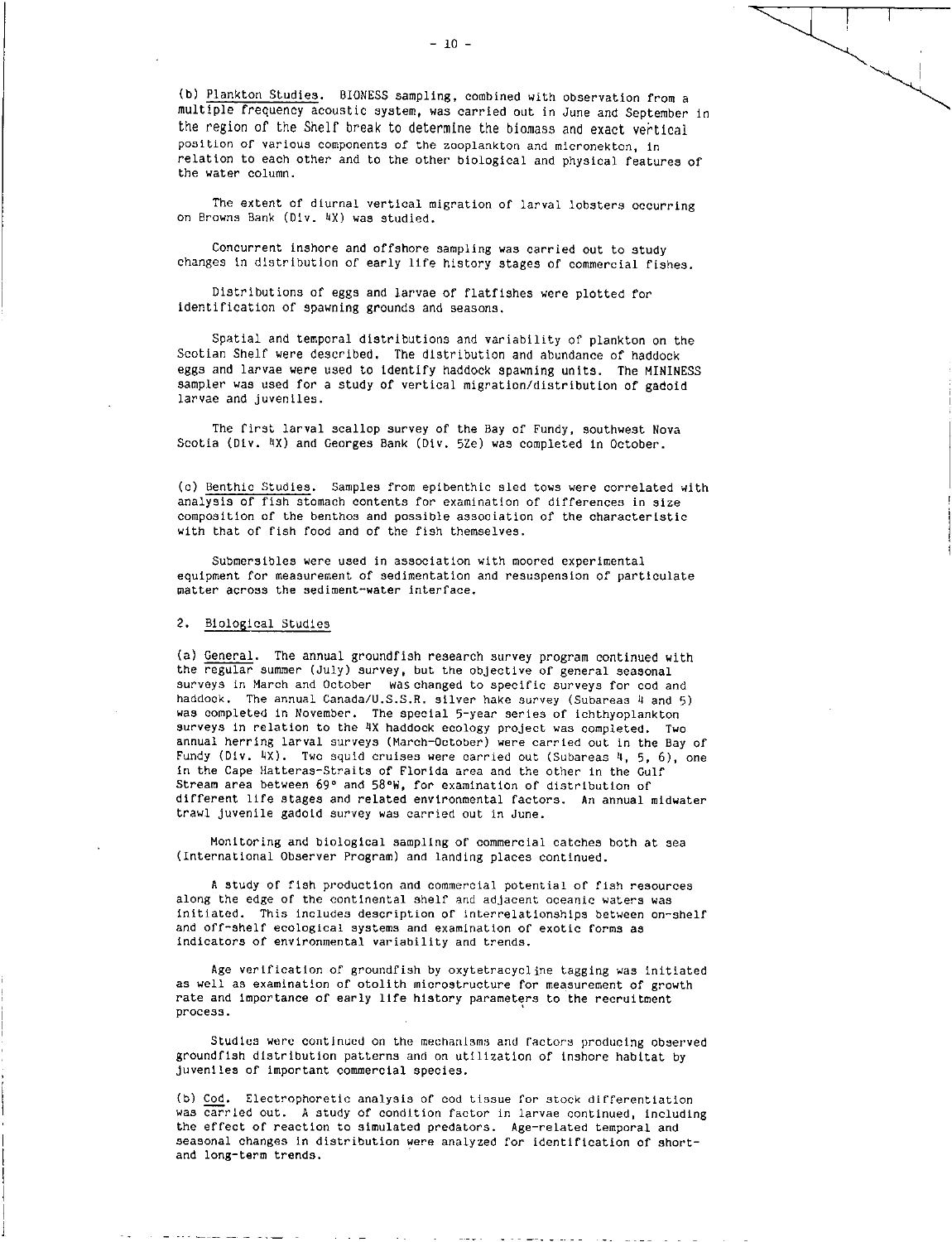(b) Plankton Studies. BIONESS sampling, combined with observation from a multiple frequency acoustic system, was carried out in June and September in the region of the Shelf break to determine the biomass and exact vertical position of various components of the zooplankton and micronekton, in relation to each other and to the other biological and physical features of the water column.

The extent of diurnal vertical migration of larval lobsters occurring on Browns Bank (Div. 4X) was studied.

Concurrent inshore and offshore sampling was carried out to study changes in distribution of early life history stages of commercial fishes.

Distributions of eggs and larvae of flatfishes were plotted for identification of spawning grounds and seasons.

Spatial and temporal distributions and variability of plankton on the Scotian Shelf were described. The distribution and abundance of haddock eggs and larvae were used to identify haddock spawning units. The MININESS sampler was used for a study of vertical migration/distribution of gadoid larvae and juveniles.

The first larval scallop survey of the Bay of Fundy, southwest Nova Scotia (Div. 4X) and Georges Bank (Div. 5Ze) was completed in October.

(c) Benthic Studies. Samples from epibenthic sled tows were correlated with analysis of fish stomach contents for examination of differences in size composition of the benthos and possible association of the characteristic with that of fish food and of the fish themselves.

Submersibles were used in association with moored experimental equipment for measurement of sedimentation and resuspension of particulate matter across the sediment-water interface.

## 2. Biological Studies

(a) General. The annual groundfish research survey program continued with the regular summer (July) survey, but the objective of general seasonal surveys in March and October was changed to specific surveys for cod and haddock. The annual Canada/U.S.S.R. silver hake survey (Subareas 4 and 5) was completed in November. The special 5-year series of ichthyoplankton surveys in relation to the 4X haddock ecology project was completed. Two annual herring larval surveys (March-October) were carried out in the Bay of Fundy (Div. 4X). Two squid cruises were carried out (Subareas 4, 5, 6), one in the Cape Hatteras-Straits of Florida area and the other in the Gulf Stream area between 69° and 58°W, for examination of distribution of different life stages and related environmental factors. An annual midwater trawl juvenile gadoid survey was carried out in June.

Monitoring and biological sampling of commercial catches both at sea (International Observer Program) and landing places continued.

A study of fish production and commercial potential of fish resources along the edge of the continental shelf and adjacent oceanic waters was initiated. This includes description of interrelationships between on-shelf and off-shelf ecological systems and examination of exotic forms as indicators of environmental variability and trends.

Age verification of groundfish by oxytetracycline tagging was initiated as well as examination of otolith microstructure for measurement of growth rate and importance of early life history parameters to the recruitment process.

Studies were continued on the mechanisms and factors producing observed groundfish distribution patterns and on utilization of inshore habitat by juveniles of important commercial species.

(b) Cod. Electrophoretic analysis of cod tissue for stock differentiation was carried out. A study of condition factor in larvae continued, including the effect of reaction to simulated predators. Age-related temporal and seasonal changes in distribution were analyzed for identification of short- and long-term trends.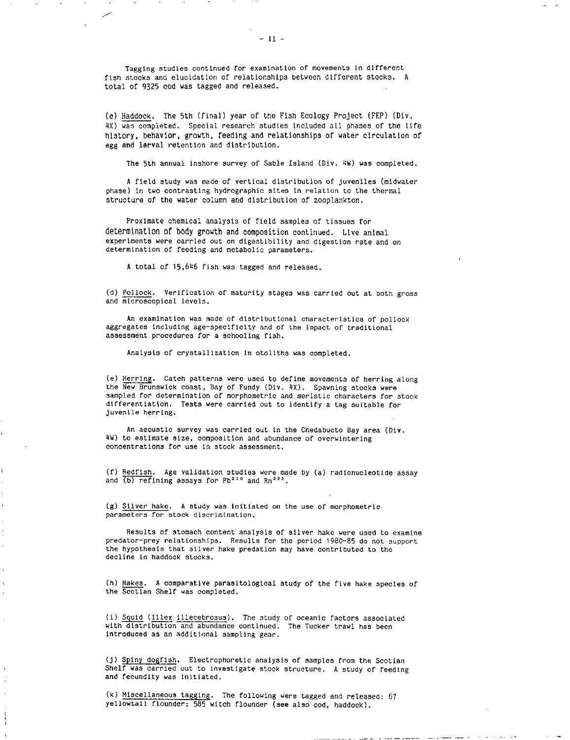Tagging studies continued for examination of movements in different fish stocks and elucidation of relationships between different stocks. A total of 9325 cod was tagged and released.

(c) Haddock. The 5th (final) year of the Fish Ecology Project (FEP) (Div. 4X) was completed. Special research studies included all phases of the life history, behavior, growth, feeding and relationships of water circulation of egg and larval retention and distribution.

The 5th annual inshore survey of Sable Island (Div. 4W) was completed.

A field study was made of vertical distribution of juveniles (midwater phase) in two contrasting hydrographic sites in relation to the thermal structure of the water column and distribution of zooplankton.

Proximate chemical analysis of field samples of tissues for determination of body growth and composition continued. Live animal experiments were carried out on digestibility and digestion rate and on determination of feeding and metabolic parameters.

A total of 15,646 fish was tagged and released.

(d) Pollock. Verification of maturity stages was carried out at both gross and microscopical levels.

An examination was made of distributional characteristics of pollock aggregates including age-specificity and of the impact of traditional assessment procedures for a schooling fish.

Analysis of crystallization in otoliths was completed.

(e) Herring. Catch patterns were used to define movements of herring along the New Brunswick coast, Bay of Fundy (Div. 4X). Spawning stocks were sampled for determination of morphometric and meristic characters for stock differentiation. Tests were carried out to identify a tag suitable for juvenile herring.

An acoustic survey was carried out in the Chedabucto Bay area (Div. 4W) to estimate size, composition and abundance of overwintering concentrations for use in stock assessment.

(f) Redfish. Age validation studies were made by (a) radionucleotide assay and (b) refining assays for $Pb^{210}$ and $Rn^{222}$.

(g) Silver hake. A study was initiated on the use of morphometric parameters for stock discrimination.

Results of stomach content analysis of silver hake were used to examine predator-prey relationships. Results for the period 1980-85 do not support the hypothesis that silver hake predation may have contributed to the decline in haddock stocks.

(h) Hakes. A comparative parasitological study of the five hake species of the Scotian Shelf was completed.

(i) Squid (Illex illecebrosus). The study of oceanic factors associated with distribution and abundance continued. The Tucker trawl has been introduced as an additional sampling gear.

(j) Spiny dogfish. Electrophoretic analysis of samples from the Scotian Shelf was carried out to investigate stock structure. A study of feeding and fecundity was initiated.

(k) Miscellaneous tagging. The following were tagged and released: 67 yellowtail flounder; 585 witch flounder (see also cod, haddock).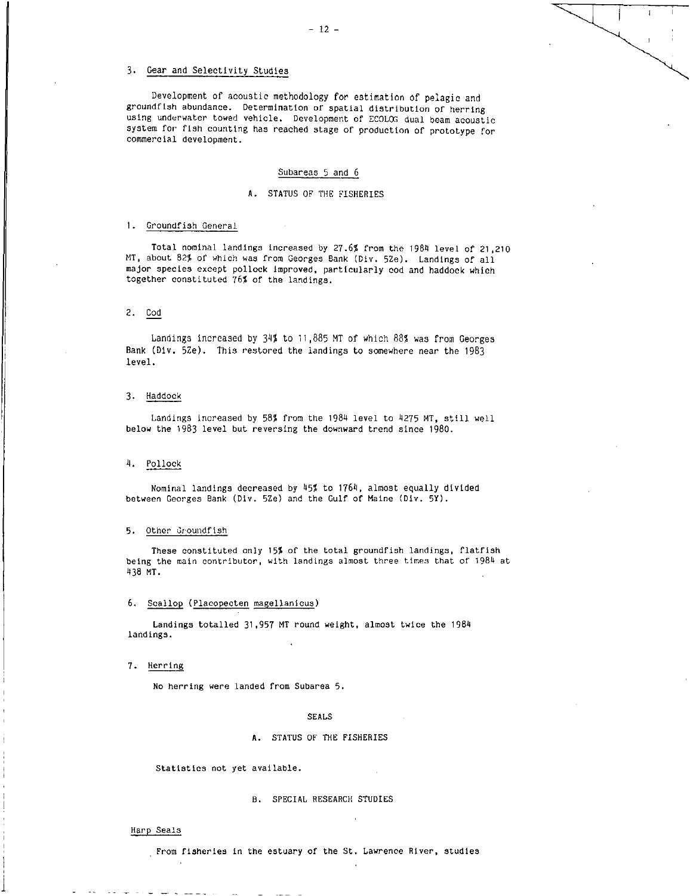### 3. Gear and Selectivity Studies

Development of acoustic methodology for estimation of pelagic and groundfish abundance. Determination of spatial distribution of herring using underwater towed vehicle. Development of ECOLOG dual beam acoustic system for fish counting has reached stage of production of prototype for commercial development.

## Subareas 5 and 6

### A. STATUS OF THE FISHERIES

#### 1. Groundfish General

Total nominal landings increased by 27.6% from the 1984 level of 21,210 MT, about 82% of which was from Georges Bank (Div. 5Ze). Landings of all major species except pollock improved, particularly cod and haddock which together constituted 76% of the landings.

#### 2. Cod

Landings increased by 34% to 11,885 MT of which 88% was from Georges Bank (Div. 5Ze). This restored the landings to somewhere near the 1983 level.

#### 3. Haddock

Landings increased by 58% from the 1984 level to 4275 MT, still well below the 1983 level but reversing the downward trend since 1980.

#### 4. Pollock

Nominal landings decreased by 45% to 1764, almost equally divided between Georges Bank (Div. 5Ze) and the Gulf of Maine (Div. 5Y).

#### 5. Other Groundfish

These constituted only 15% of the total groundfish landings, flatfish being the main contributor, with landings almost three times that of 1984 at 438 MT.

#### 6. Scallop (*Placopecten magellanicus*)

Landings totalled 31,957 MT round weight, almost twice the 1984 landings.

#### 7. Herring

No herring were landed from Subarea 5.

## SEALS

### A. STATUS OF THE FISHERIES

Statistics not yet available.

### B. SPECIAL RESEARCH STUDIES

#### Harp Seals

From fisheries in the estuary of the St. Lawrence River, studies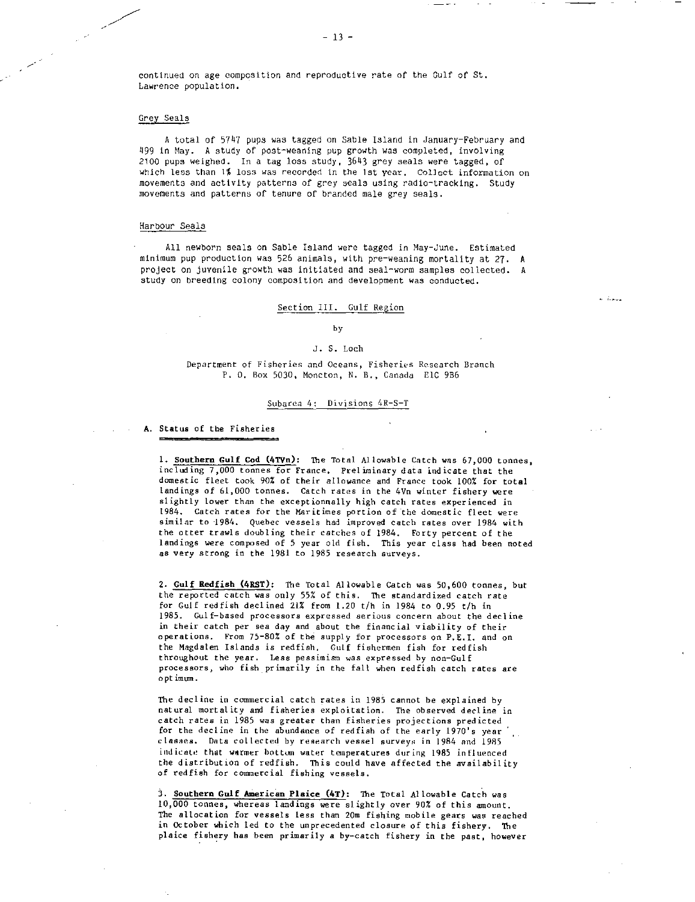continued on age composition and reproductive rate of the Gulf of St. Lawrence population.

### Grey Seals

A total of 5747 pups was tagged on Sable Island in January-February and 499 in May. A study of post-weaning pup growth was completed, involving 2100 pups weighed. In a tag loss study, 3643 grey seals were tagged, of which less than 1% loss was recorded in the 1st year. Collect information on movements and activity patterns of grey seals using radio-tracking. Study movements and patterns of tenure of branded male grey seals.

### Harbour Seals

All newborn seals on Sable Island were tagged in May-June. Estimated minimum pup production was 526 animals, with pre-weaning mortality at 27. A project on juvenile growth was initiated and seal-worm samples collected. A study on breeding colony composition and development was conducted.

## Section III. Gulf Region

by

J. S. Loch

Department of Fisheries and Oceans, Fisheries Research Branch
P. O. Box 5030, Moncton, N. B., Canada E1C 9B6

### Subarea 4: Divisions 4R-S-T

#### A. Status of the Fisheries

1. **Southern Gulf Cod (4TVn):** The Total Allowable Catch was 67,000 tonnes, including 7,000 tonnes for France. Preliminary data indicate that the domestic fleet took 90% of their allowance and France took 100% for total landings of 61,000 tonnes. Catch rates in the 4Vn winter fishery were slightly lower than the exceptionally high catch rates experienced in 1984. Catch rates for the Maritimes portion of the domestic fleet were similar to 1984. Quebec vessels had improved catch rates over 1984 with the otter trawls doubling their catches of 1984. Forty percent of the landings were composed of 5 year old fish. This year class had been noted as very strong in the 1981 to 1985 research surveys.

2. **Gulf Redfish (4RST):** The Total Allowable Catch was 50,600 tonnes, but the reported catch was only 55% of this. The standardized catch rate for Gulf redfish declined 21% from 1.20 t/h in 1984 to 0.95 t/h in 1985. Gulf-based processors expressed serious concern about the decline in their catch per sea day and about the financial viability of their operations. From 75-80% of the supply for processors on P.E.I. and on the Magdalen Islands is redfish. Gulf fishermen fish for redfish throughout the year. Less pessimism was expressed by non-Gulf processors, who fish primarily in the fall when redfish catch rates are optimum.

The decline in commercial catch rates in 1985 cannot be explained by natural mortality and fisheries exploitation. The observed decline in catch rates in 1985 was greater than fisheries projections predicted for the decline in the abundance of redfish of the early 1970's year classes. Data collected by research vessel surveys in 1984 and 1985 indicate that warmer bottom water temperatures during 1985 influenced the distribution of redfish. This could have affected the availability of redfish for commercial fishing vessels.

3. **Southern Gulf American Plaice (4T):** The Total Allowable Catch was 10,000 tonnes, whereas landings were slightly over 90% of this amount. The allocation for vessels less than 20m fishing mobile gears was reached in October which led to the unprecedented closure of this fishery. The plaice fishery has been primarily a by-catch fishery in the past, however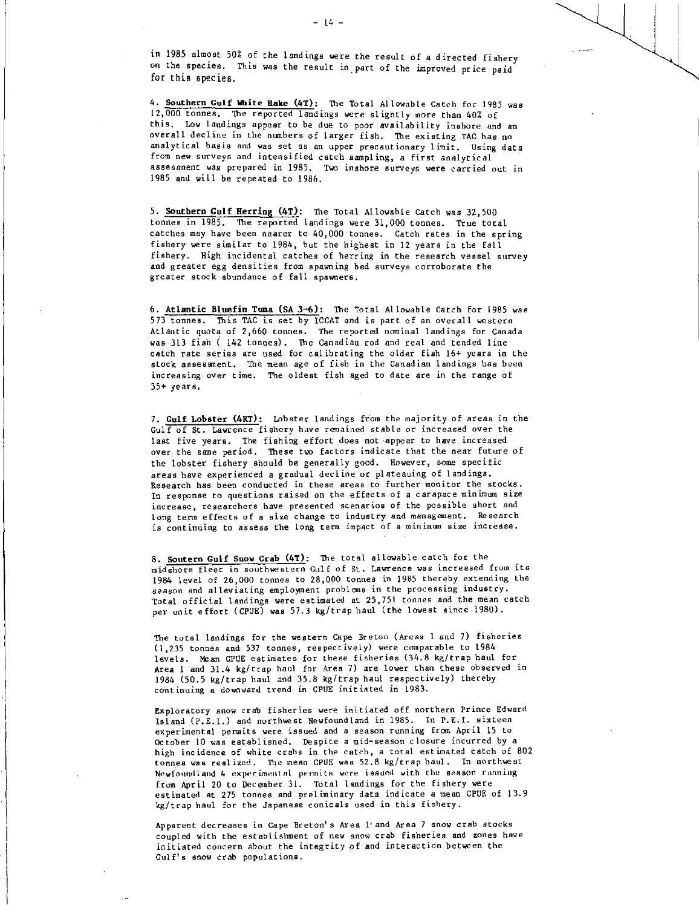in 1985 almost 50% of the landings were the result of a directed fishery on the species. This was the result in part of the improved price paid for this species.

4. **Southern Gulf White Hake (4T)**: The Total Allowable Catch for 1985 was 12,000 tonnes. The reported landings were slightly more than 40% of this. Low landings appear to be due to poor availability inshore and an overall decline in the numbers of larger fish. The existing TAC has no analytical basis and was set as an upper precautionary limit. Using data from new surveys and intensified catch sampling, a first analytical assessment was prepared in 1985. Two inshore surveys were carried out in 1985 and will be repeated to 1986.

5. **Southern Gulf Herring (4T)**: The Total Allowable Catch was 32,500 tonnes in 1985. The reported landings were 31,000 tonnes. True total catches may have been nearer to 40,000 tonnes. Catch rates in the spring fishery were similar to 1984, but the highest in 12 years in the fall fishery. High incidental catches of herring in the research vessel survey and greater egg densities from spawning bed surveys corroborate the greater stock abundance of fall spawners.

6. **Atlantic Bluefin Tuna (SA 3-6)**: The Total Allowable Catch for 1985 was 573 tonnes. This TAC is set by ICCAT and is part of an overall western Atlantic quota of 2,660 tonnes. The reported nominal landings for Canada was 313 fish ( 142 tonnes). The Canadian rod and real and tended line catch rate series are used for calibrating the older fish 16+ years in the stock assessment. The mean age of fish in the Canadian landings has been increasing over time. The oldest fish aged to date are in the range of 35+ years.

7. **Gulf Lobster (4RT)**: Lobster landings from the majority of areas in the Gulf of St. Lawrence fishery have remained stable or increased over the last five years. The fishing effort does not appear to have increased over the same period. These two factors indicate that the near future of the lobster fishery should be generally good. However, some specific areas have experienced a gradual decline or plateauing of landings. Research has been conducted in these areas to further monitor the stocks. In response to questions raised on the effects of a carapace minimum size increase, researchers have presented scenarios of the possible short and long term effects of a size change to industry and management. Research is continuing to assess the long term impact of a minimum size increase.

8. **Soutern Gulf Snow Crab (4T)**: The total allowable catch for the midshore fleet in southwestern Gulf of St. Lawrence was increased from its 1984 level of 26,000 tonnes to 28,000 tonnes in 1985 thereby extending the season and alleviating employment problems in the processing industry. Total official landings were estimated at 25,751 tonnes and the mean catch per unit effort (CPUE) was 57.3 kg/trap haul (the lowest since 1980).

The total landings for the western Cape Breton (Areas 1 and 7) fisheries (1,235 tonnes and 537 tonnes, respectively) were comparable to 1984 levels. Mean CPUE estimates for these fisheries (34.8 kg/trap haul for Area 1 and 31.4 kg/trap haul for Area 7) are lower than these observed in 1984 (50.5 kg/trap haul and 35.8 kg/trap haul respectively) thereby continuing a downward trend in CPUE initiated in 1983.

Exploratory snow crab fisheries were initiated off northern Prince Edward Island (P.E.I.) and northwest Newfoundland in 1985. In P.E.I. sixteen experimental permits were issued and a season running from April 15 to October 10 was established. Despite a mid-season closure incurred by a high incidence of white crabs in the catch, a total estimated catch of 802 tonnes was realized. The mean CPUE was 52.8 kg/trap haul. In northwest Newfoundland 4 experimental permits were issued with the season running from April 20 to December 31. Total landings for the fishery were estimated at 275 tonnes and preliminary data indicate a mean CPUE of 13.9 kg/trap haul for the Japanese conicals used in this fishery.

Apparent decreases in Cape Breton's Area 1 and Area 7 snow crab stocks coupled with the establishment of new snow crab fisheries and zones have initiated concern about the integrity of and interaction between the Gulf's snow crab populations.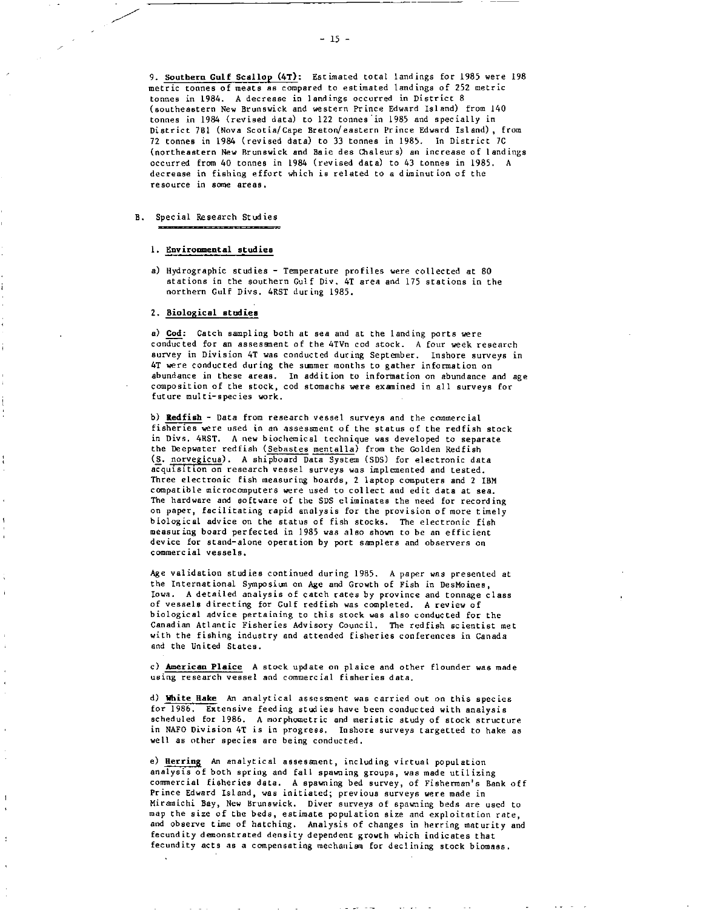9. **Southern Gulf Scallop (4T)**: Estimated total landings for 1985 were 198 metric tonnes of meats as compared to estimated landings of 252 metric tonnes in 1984. A decrease in landings occurred in District 8 (southeastern New Brunswick and western Prince Edward Island) from 140 tonnes in 1984 (revised data) to 122 tonnes in 1985 and specially in District 7B1 (Nova Scotia/Cape Breton/eastern Prince Edward Island), from 72 tonnes in 1984 (revised data) to 33 tonnes in 1985. In District 7C (northeastern New Brunswick and Baie des Chaleurs) an increase of landings occurred from 40 tonnes in 1984 (revised data) to 43 tonnes in 1985. A decrease in fishing effort which is related to a diminution of the resource in some areas.

## B. Special Research Studies

### 1. Environmental studies

a) Hydrographic studies - Temperature profiles were collected at 80 stations in the southern Gulf Div. 4T area and 175 stations in the northern Gulf Divs. 4RST during 1985.

### 2. Biological studies

a) **Cod**: Catch sampling both at sea and at the landing ports were conducted for an assessment of the 4TVn cod stock. A four week research survey in Division 4T was conducted during September. Inshore surveys in 4T were conducted during the summer months to gather information on abundance in these areas. In addition to information on abundance and age composition of the stock, cod stomachs were examined in all surveys for future multi-species work.

b) **Redfish** - Data from research vessel surveys and the commercial fisheries were used in an assessment of the status of the redfish stock in Divs. 4RST. A new biochemical technique was developed to separate the Deepwater redfish (*Sebastes mentalla*) from the Golden Redfish (*S. norvegicus*). A shipboard Data System (SDS) for electronic data acquisition on research vessel surveys was implemented and tested. Three electronic fish measuring boards, 2 laptop computers and 2 IBM compatible microcomputers were used to collect and edit data at sea. The hardware and software of the SDS eliminates the need for recording on paper, facilitating rapid analysis for the provision of more timely biological advice on the status of fish stocks. The electronic fish measuring board perfected in 1985 was also shown to be an efficient device for stand-alone operation by port samplers and observers on commercial vessels.

Age validation studies continued during 1985. A paper was presented at the International Symposium on Age and Growth of Fish in DesMoines, Iowa. A detailed analysis of catch rates by province and tonnage class of vessels directing for Gulf redfish was completed. A review of biological advice pertaining to this stock was also conducted for the Canadian Atlantic Fisheries Advisory Council. The redfish scientist met with the fishing industry and attended fisheries conferences in Canada and the United States.

c) **American Plaice** A stock update on plaice and other flounder was made using research vessel and commercial fisheries data.

d) **White Hake** An analytical assessment was carried out on this species for 1986. Extensive feeding studies have been conducted with analysis scheduled for 1986. A morphometric and meristic study of stock structure in NAFO Division 4T is in progress. Inshore surveys targetted to hake as well as other species are being conducted.

e) **Herring** An analytical assessment, including virtual population analysis of both spring and fall spawning groups, was made utilizing commercial fisheries data. A spawning bed survey, of Fisherman's Bank off Prince Edward Island, was initiated; previous surveys were made in Miramichi Bay, New Brunswick. Diver surveys of spawning beds are used to map the size of the beds, estimate population size and exploitation rate, and observe time of hatching. Analysis of changes in herring maturity and fecundity demonstrated density dependent growth which indicates that fecundity acts as a compensating mechanism for declining stock biomass.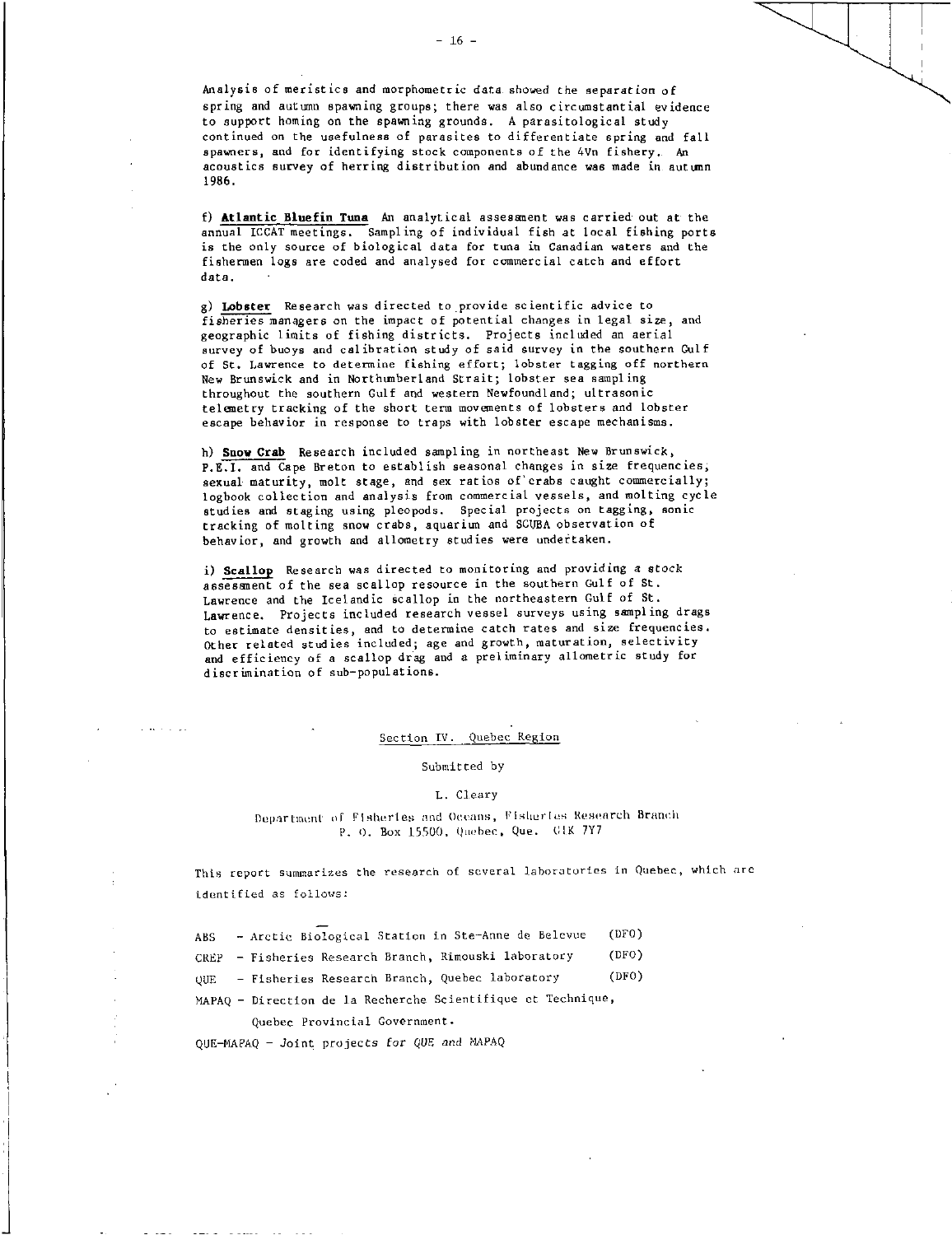Analysis of meristics and morphometric data showed the separation of spring and autumn spawning groups; there was also circumstantial evidence to support homing on the spawning grounds. A parasitological study continued on the usefulness of parasites to differentiate spring and fall spawners, and for identifying stock components of the 4Vn fishery. An acoustics survey of herring distribution and abundance was made in autumn 1986.

f) **Atlantic Bluefin Tuna** An analytical assessment was carried out at the annual ICCAT meetings. Sampling of individual fish at local fishing ports is the only source of biological data for tuna in Canadian waters and the fishermen logs are coded and analysed for commercial catch and effort data.

g) **Lobster** Research was directed to provide scientific advice to fisheries managers on the impact of potential changes in legal size, and geographic limits of fishing districts. Projects included an aerial survey of buoys and calibration study of said survey in the southern Gulf of St. Lawrence to determine fishing effort; lobster tagging off northern New Brunswick and in Northumberland Strait; lobster sea sampling throughout the southern Gulf and western Newfoundland; ultrasonic telemetry tracking of the short term movements of lobsters and lobster escape behavior in response to traps with lobster escape mechanisms.

h) **Snow Crab** Research included sampling in northeast New Brunswick, P.E.I. and Cape Breton to establish seasonal changes in size frequencies, sexual maturity, molt stage, and sex ratios of crabs caught commercially; logbook collection and analysis from commercial vessels, and molting cycle studies and staging using pleopods. Special projects on tagging, sonic tracking of molting snow crabs, aquarium and SCUBA observation of behavior, and growth and allometry studies were undertaken.

i) **Scallop** Research was directed to monitoring and providing a stock assessment of the sea scallop resource in the southern Gulf of St. Lawrence and the Icelandic scallop in the northeastern Gulf of St. Lawrence. Projects included research vessel surveys using sampling drags to estimate densities, and to determine catch rates and size frequencies. Other related studies included; age and growth, maturation, selectivity and efficiency of a scallop drag and a preliminary allometric study for discrimination of sub-populations.

## Section IV. Quebec Region

Submitted by

L. Cleary

Department of Fisheries and Oceans, Fisheries Research Branch
P. O. Box 15500, Quebec, Que. G1K 7Y7

This report summarizes the research of several laboratories in Quebec, which are identified as follows:

ABS - Arctic Biological Station in Ste-Anne de Belevue (DFO)
CREP - Fisheries Research Branch, Rimouski laboratory (DFO)
QUE - Fisheries Research Branch, Quebec laboratory (DFO)
MAPAQ - Direction de la Recherche Scientifique et Technique, Quebec Provincial Government.
QUE-MAPAQ - Joint projects for QUE and MAPAQ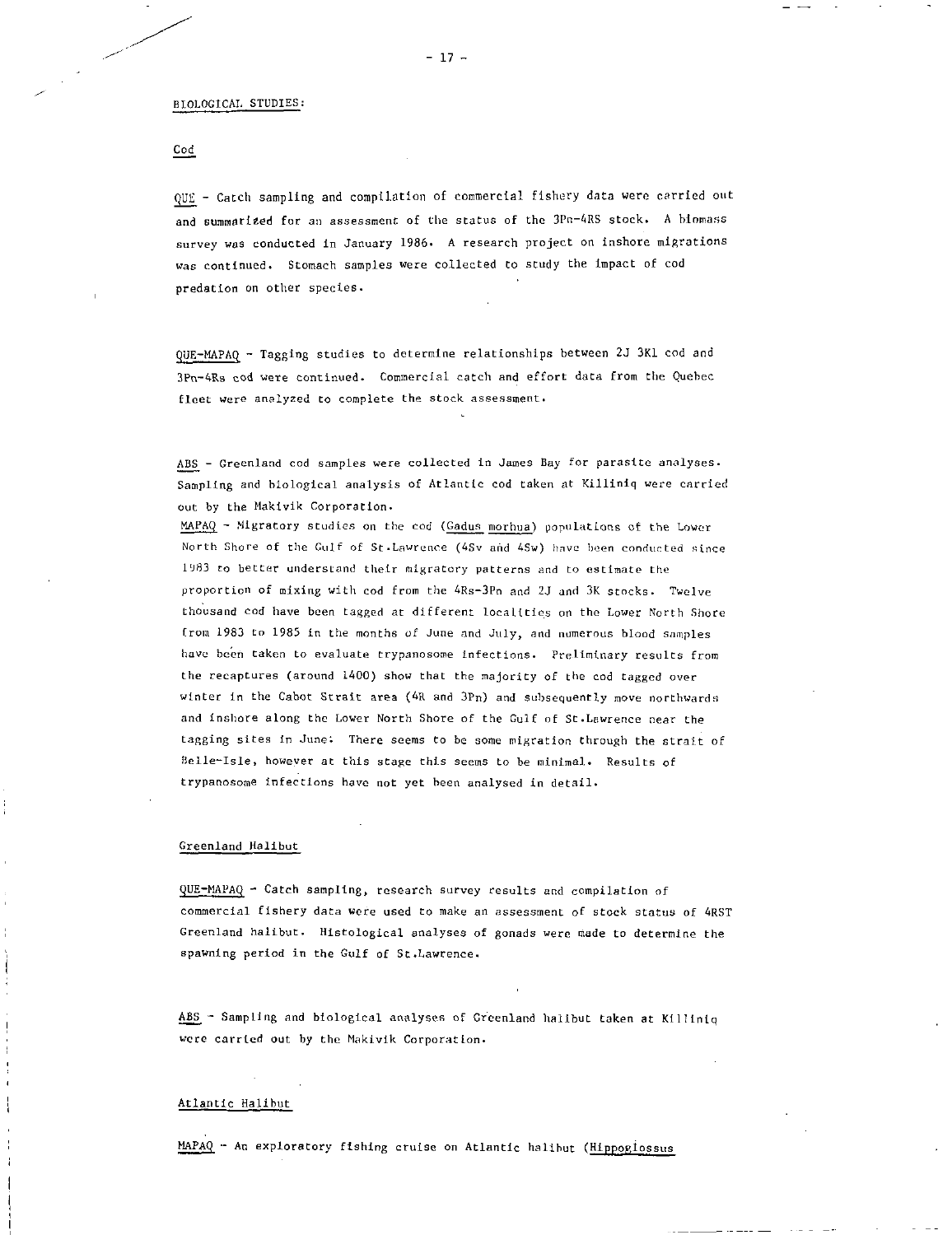BIOLOGICAL STUDIES:

Cod

QUE - Catch sampling and compilation of commercial fishery data were carried out and summarized for an assessment of the status of the 3Pn-4RS stock. A biomass survey was conducted in January 1986. A research project on inshore migrations was continued. Stomach samples were collected to study the impact of cod predation on other species.

QUE-MAPAQ - Tagging studies to determine relationships between 2J 3Kl cod and 3Pn-4Rs cod were continued. Commercial catch and effort data from the Quebec fleet were analyzed to complete the stock assessment.

ABS - Greenland cod samples were collected in James Bay for parasite analyses. Sampling and biological analysis of Atlantic cod taken at Killiniq were carried out by the Makivik Corporation.

MAPAQ - Migratory studies on the cod (Gadus morhua) populations of the Lower North Shore of the Gulf of St.Lawrence (4Sv and 4Sw) have been conducted since 1983 to better understand their migratory patterns and to estimate the proportion of mixing with cod from the 4Rs-3Pn and 2J and 3K stocks. Twelve thousand cod have been tagged at different localities on the Lower North Shore from 1983 to 1985 in the months of June and July, and numerous blood samples have been taken to evaluate trypanosome infections. Preliminary results from the recaptures (around 1400) show that the majority of the cod tagged over winter in the Cabot Strait area (4R and 3Pn) and subsequently move northwards and inshore along the Lower North Shore of the Gulf of St.Lawrence near the tagging sites in June. There seems to be some migration through the strait of Belle-Isle, however at this stage this seems to be minimal. Results of trypanosome infections have not yet been analysed in detail.

Greenland Halibut

QUE-MAPAQ - Catch sampling, research survey results and compilation of commercial fishery data were used to make an assessment of stock status of 4RST Greenland halibut. Histological analyses of gonads were made to determine the spawning period in the Gulf of St.Lawrence.

ABS - Sampling and biological analyses of Greenland halibut taken at Killiniq were carried out by the Makivik Corporation.

Atlantic Halibut

MAPAQ - An exploratory fishing cruise on Atlantic halibut (Hippoglossus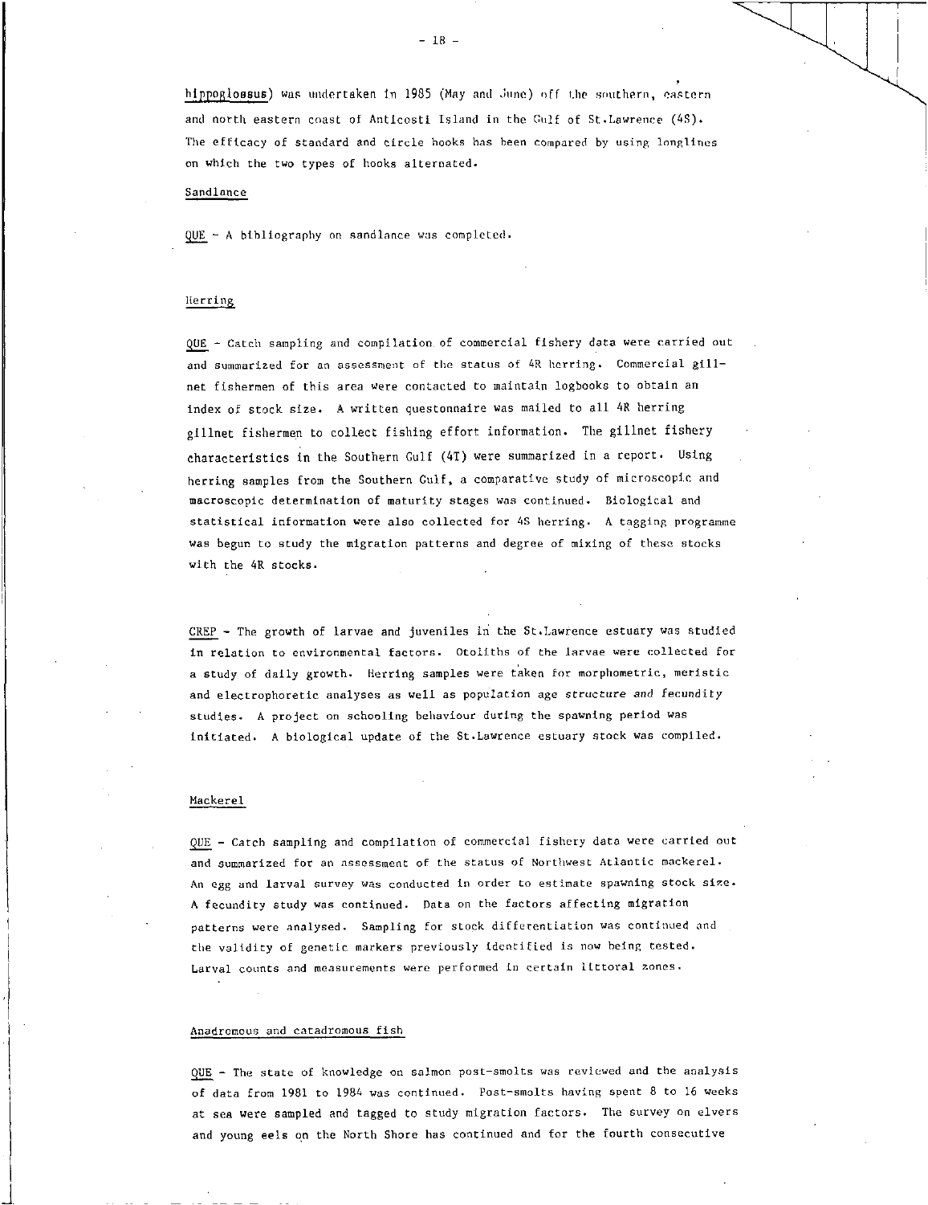*hippoglossus*) was undertaken in 1985 (May and June) off the southern, eastern and north eastern coast of Anticosti Island in the Gulf of St.Lawrence (4S). The efficacy of standard and circle hooks has been compared by using longlines on which the two types of hooks alternated.

## Sandlance

QUE - A bibliography on sandlance was completed.

## Herring

QUE - Catch sampling and compilation of commercial fishery data were carried out and summarized for an assessment of the status of 4R herring. Commercial gillnet fishermen of this area were contacted to maintain logbooks to obtain an index of stock size. A written questonnaire was mailed to all 4R herring gillnet fishermen to collect fishing effort information. The gillnet fishery characteristics in the Southern Gulf (4T) were summarized in a report. Using herring samples from the Southern Gulf, a comparative study of microscopic and macroscopic determination of maturity stages was continued. Biological and statistical information were also collected for 4S herring. A tagging programme was begun to study the migration patterns and degree of mixing of these stocks with the 4R stocks.

CREP - The growth of larvae and juveniles in the St.Lawrence estuary was studied in relation to environmental factors. Otoliths of the larvae were collected for a study of daily growth. Herring samples were taken for morphometric, meristic and electrophoretic analyses as well as population age structure and fecundity studies. A project on schooling behaviour during the spawning period was initiated. A biological update of the St.Lawrence estuary stock was compiled.

## Mackerel

QUE - Catch sampling and compilation of commercial fishery data were carried out and summarized for an assessment of the status of Northwest Atlantic mackerel. An egg and larval survey was conducted in order to estimate spawning stock size. A fecundity study was continued. Data on the factors affecting migration patterns were analysed. Sampling for stock differentiation was continued and the validity of genetic markers previously identified is now being tested. Larval counts and measurements were performed in certain littoral zones.

## Anadromous and catadromous fish

QUE - The state of knowledge on salmon post-smolts was reviewed and the analysis of data from 1981 to 1984 was continued. Post-smolts having spent 8 to 16 weeks at sea were sampled and tagged to study migration factors. The survey on elvers and young eels on the North Shore has continued and for the fourth consecutive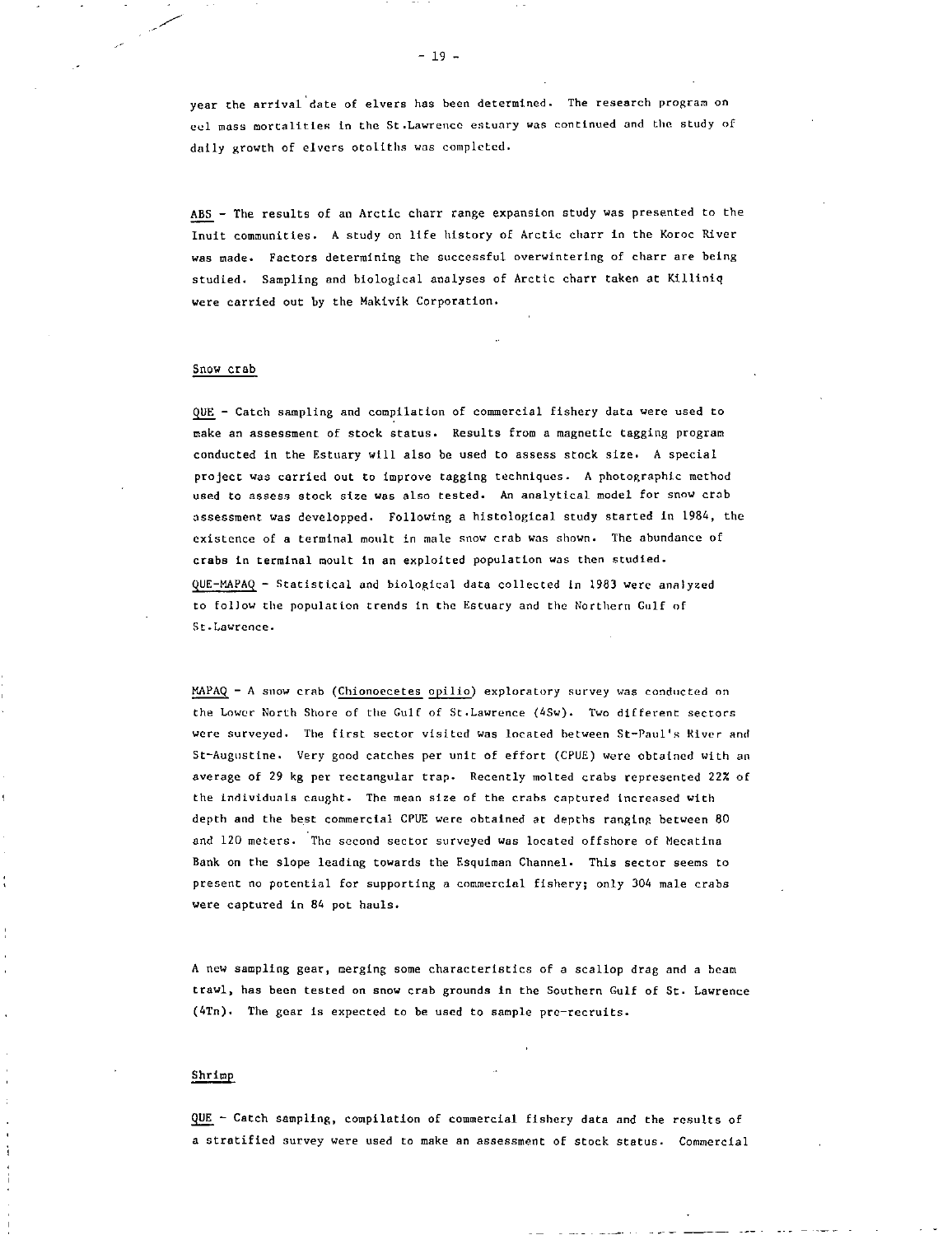year the arrival date of elvers has been determined. The research program on eel mass mortalities in the St.Lawrence estuary was continued and the study of daily growth of elvers otoliths was completed.

ABS - The results of an Arctic charr range expansion study was presented to the Inuit communities. A study on life history of Arctic charr in the Koroc River was made. Factors determining the successful overwintering of charr are being studied. Sampling and biological analyses of Arctic charr taken at Killiniq were carried out by the Makivik Corporation.

## Snow crab

QUE - Catch sampling and compilation of commercial fishery data were used to make an assessment of stock status. Results from a magnetic tagging program conducted in the Estuary will also be used to assess stock size. A special project was carried out to improve tagging techniques. A photographic method used to assess stock size was also tested. An analytical model for snow crab assessment was developped. Following a histological study started in 1984, the existence of a terminal moult in male snow crab was shown. The abundance of crabs in terminal moult in an exploited population was then studied.
QUE-MAPAQ - Statistical and biological data collected in 1983 were analyzed to follow the population trends in the Estuary and the Northern Gulf of St.Lawrence.

MAPAQ - A snow crab (*Chionoecetes opilio*) exploratory survey was conducted on the Lower North Shore of the Gulf of St.Lawrence (4Sw). Two different sectors were surveyed. The first sector visited was located between St-Paul's River and St-Augustine. Very good catches per unit of effort (CPUE) were obtained with an average of 29 kg per rectangular trap. Recently molted crabs represented 22% of the individuals caught. The mean size of the crabs captured increased with depth and the best commercial CPUE were obtained at depths ranging between 80 and 120 meters. The second sector surveyed was located offshore of Mecatina Bank on the slope leading towards the Esquiman Channel. This sector seems to present no potential for supporting a commercial fishery; only 304 male crabs were captured in 84 pot hauls.

A new sampling gear, merging some characteristics of a scallop drag and a beam trawl, has been tested on snow crab grounds in the Southern Gulf of St. Lawrence (4Tn). The gear is expected to be used to sample pre-recruits.

## Shrimp

QUE - Catch sampling, compilation of commercial fishery data and the results of a stratified survey were used to make an assessment of stock status. Commercial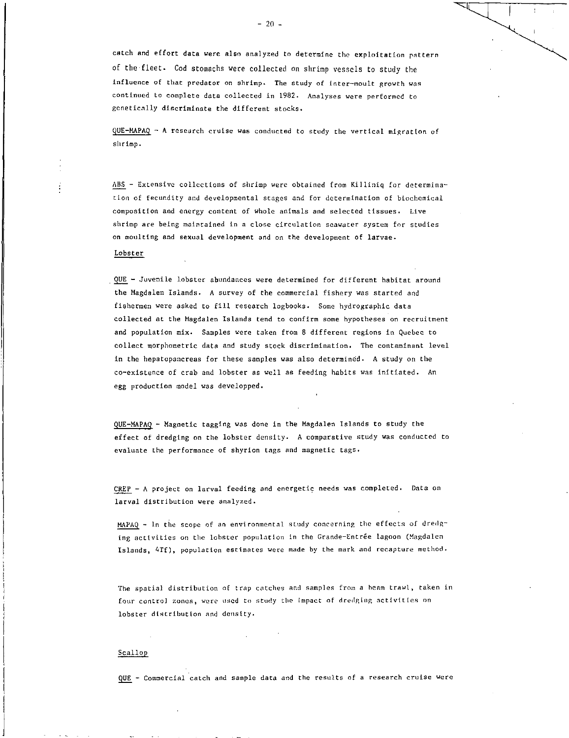catch and effort data were also analyzed to determine the exploitation pattern of the fleet. Cod stomachs were collected on shrimp vessels to study the influence of that predator on shrimp. The study of inter-moult growth was continued to complete data collected in 1982. Analyses were performed to genetically discriminate the different stocks.

QUE-MAPAQ - A research cruise was conducted to study the vertical migration of shrimp.

ABS - Extensive collections of shrimp were obtained from Killiniq for determination of fecundity and developmental stages and for determination of biochemical composition and energy content of whole animals and selected tissues. Live shrimp are being maintained in a close circulation seawater system for studies on moulting and sexual development and on the development of larvae.

Lobster

QUE - Juvenile lobster abundances were determined for different habitat around the Magdalen Islands. A survey of the commercial fishery was started and fishermen were asked to fill research logbooks. Some hydrographic data collected at the Magdalen Islands tend to confirm some hypotheses on recruitment and population mix. Samples were taken from 8 different regions in Quebec to collect morphometric data and study stock discrimination. The contaminant level in the hepatopancreas for these samples was also determined. A study on the co-existence of crab and lobster as well as feeding habits was initiated. An egg production model was developped.

QUE-MAPAQ - Magnetic tagging was done in the Magdalen Islands to study the effect of dredging on the lobster density. A comparative study was conducted to evaluate the performance of shyrion tags and magnetic tags.

CREP - A project on larval feeding and energetic needs was completed. Data on larval distribution were analyzed.

MAPAQ - In the scope of an environmental study concerning the effects of dredging activities on the lobster population in the Grande-Entrée lagoon (Magdalen Islands, 4Tf), population estimates were made by the mark and recapture method.

The spatial distribution of trap catches and samples from a beam trawl, taken in four control zones, were used to study the impact of dredging activities on lobster distribution and density.

Scallop

QUE - Commercial catch and sample data and the results of a research cruise were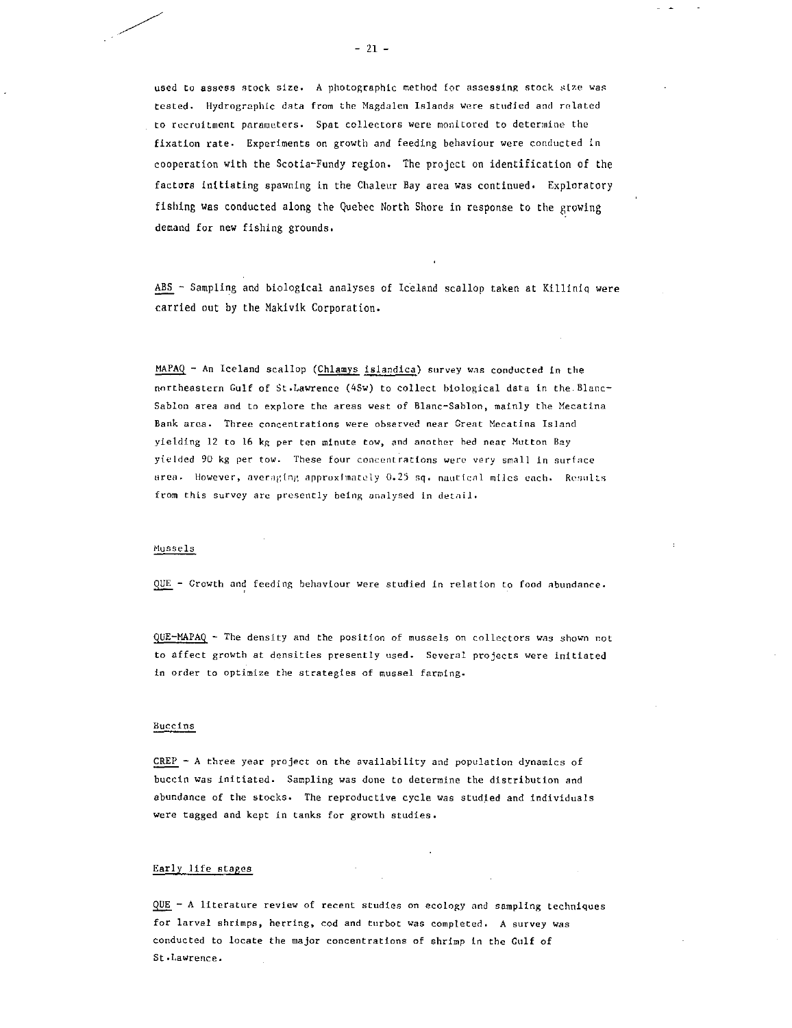used to assess stock size. A photographic method for assessing stock size was tested. Hydrographic data from the Magdalen Islands were studied and related to recruitment parameters. Spat collectors were monitored to determine the fixation rate. Experiments on growth and feeding behaviour were conducted in cooperation with the Scotia-Fundy region. The project on identification of the factors initiating spawning in the Chaleur Bay area was continued. Exploratory fishing was conducted along the Quebec North Shore in response to the growing demand for new fishing grounds.

ABS - Sampling and biological analyses of Iceland scallop taken at Killiniq were carried out by the Makivik Corporation.

MAPAQ - An Iceland scallop (Chlamys islandica) survey was conducted in the northeastern Gulf of St.Lawrence (4Sw) to collect biological data in the Blanc-Sablon area and to explore the areas west of Blanc-Sablon, mainly the Mecatina Bank area. Three concentrations were observed near Great Mecatina Island yielding 12 to 16 kg per ten minute tow, and another bed near Mutton Bay yielded 90 kg per tow. These four concentrations were very small in surface area. However, averaging approximately 0.25 sq. nautical miles each. Results from this survey are presently being analysed in detail.

## Mussels

QUE - Growth and feeding behaviour were studied in relation to food abundance.

QUE-MAPAQ - The density and the position of mussels on collectors was shown not to affect growth at densities presently used. Several projects were initiated in order to optimize the strategies of mussel farming.

## Buccins

CREP - A three year project on the availability and population dynamics of buccin was initiated. Sampling was done to determine the distribution and abundance of the stocks. The reproductive cycle was studied and individuals were tagged and kept in tanks for growth studies.

## Early life stages

QUE - A literature review of recent studies on ecology and sampling techniques for larval shrimps, herring, cod and turbot was completed. A survey was conducted to locate the major concentrations of shrimp in the Gulf of St.Lawrence.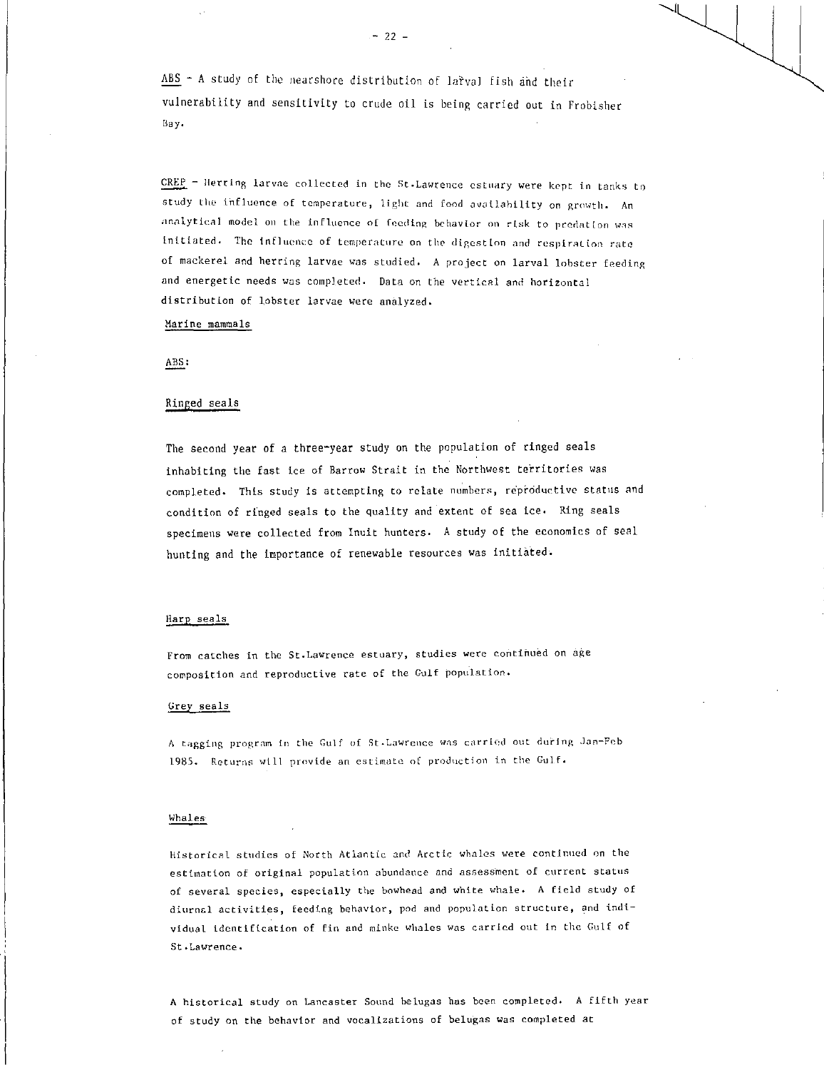ABS - A study of the nearshore distribution of larval fish and their vulnerability and sensitivity to crude oil is being carried out in Frobisher Bay.

CREP - Herring larvae collected in the St.Lawrence estuary were kept in tanks to study the influence of temperature, light and food availability on growth. An analytical model on the influence of feeding behavior on risk to predation was initiated. The influence of temperature on the digestion and respiration rate of mackerel and herring larvae was studied. A project on larval lobster feeding and energetic needs was completed. Data on the vertical and horizontal distribution of lobster larvae were analyzed.

## Marine mammals

ABS:

### Ringed seals

The second year of a three-year study on the population of ringed seals inhabiting the fast ice of Barrow Strait in the Northwest territories was completed. This study is attempting to relate numbers, reproductive status and condition of ringed seals to the quality and extent of sea ice. Ring seals specimens were collected from Inuit hunters. A study of the economics of seal hunting and the importance of renewable resources was initiated.

### Harp seals

From catches in the St.Lawrence estuary, studies were continued on age composition and reproductive rate of the Gulf population.

### Grey seals

A tagging program in the Gulf of St-Lawrence was carried out during Jan-Feb 1985. Returns will provide an estimate of production in the Gulf.

### Whales

Historical studies of North Atlantic and Arctic whales were continued on the estimation of original population abundance and assessment of current status of several species, especially the bowhead and white whale. A field study of diurnal activities, feeding behavior, pod and population structure, and individual identification of fin and minke whales was carried out in the Gulf of St.Lawrence.

A historical study on Lancaster Sound belugas has been completed. A fifth year of study on the behavior and vocalizations of belugas was completed at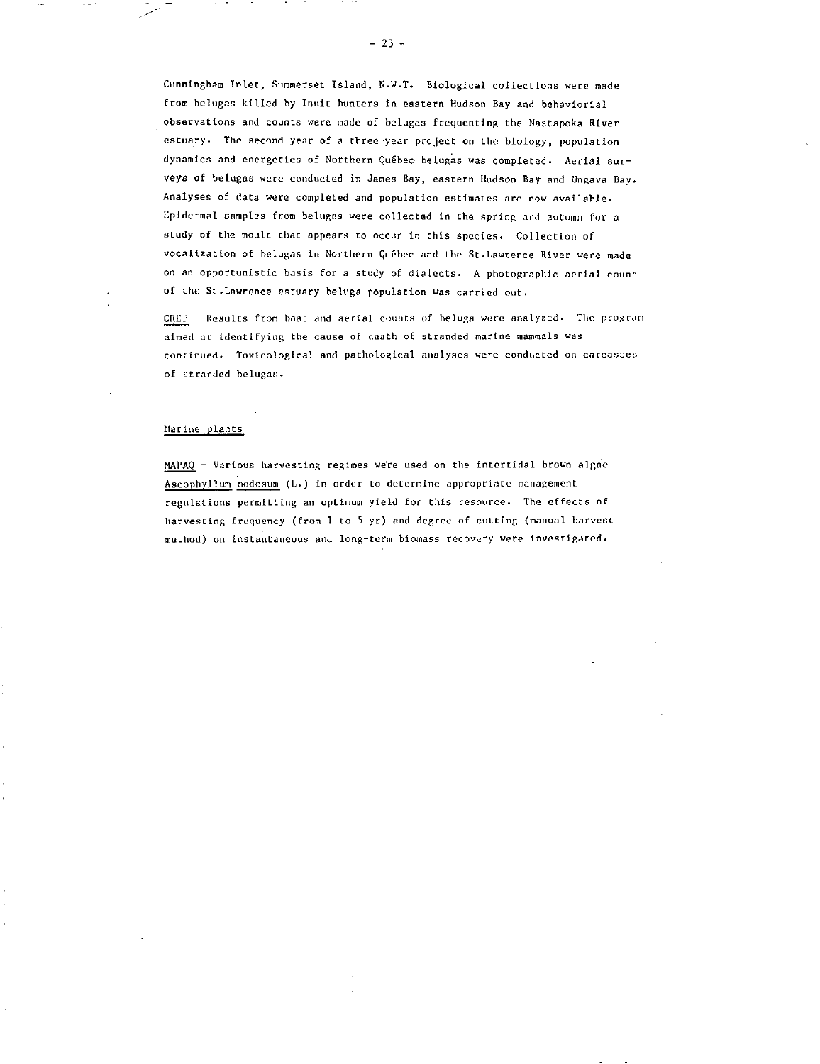Cunningham Inlet, Summerset Island, N.W.T. Biological collections were made from belugas killed by Inuit hunters in eastern Hudson Bay and behaviorial observations and counts were made of belugas frequenting the Nastapoka River estuary. The second year of a three-year project on the biology, population dynamics and energetics of Northern Québec belugas was completed. Aerial surveys of belugas were conducted in James Bay, eastern Hudson Bay and Ungava Bay. Analyses of data were completed and population estimates are now available. Epidermal samples from belugas were collected in the spring and autumn for a study of the moult that appears to occur in this species. Collection of vocalization of belugas in Northern Québec and the St.Lawrence River were made on an opportunistic basis for a study of dialects. A photographic aerial count of the St.Lawrence estuary beluga population was carried out.

<u>CREP</u> - Results from boat and aerial counts of beluga were analyzed. The program aimed at identifying the cause of death of stranded marine mammals was continued. Toxicological and pathological analyses were conducted on carcasses of stranded belugas.

<u>Marine plants</u>

<u>MAPAQ</u> - Various harvesting regimes were used on the intertidal brown algae <u>Ascophyllum nodosum</u> (L.) in order to determine appropriate management regulations permitting an optimum yield for this resource. The effects of harvesting frequency (from 1 to 5 yr) and degree of cutting (manual harvest method) on instantaneous and long-term biomass recovery were investigated.